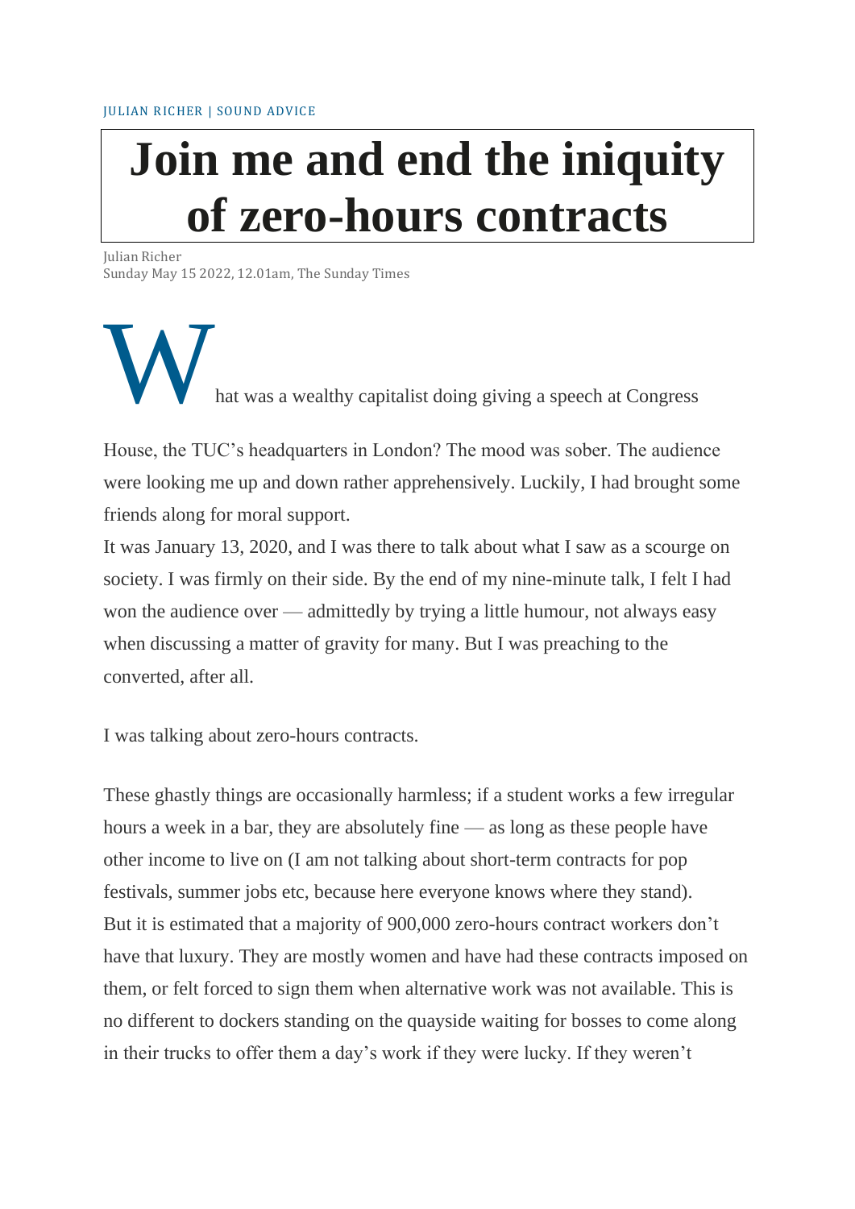JULIAN RICHER | SOUND ADVICE

# Join me and end the iniquity of zero-hours contracts

Julian Richer
Sunday May 15 2022, 12.01am, The Sunday Times

What was a wealthy capitalist doing giving a speech at Congress House, the TUC's headquarters in London? The mood was sober. The audience were looking me up and down rather apprehensively. Luckily, I had brought some friends along for moral support.

It was January 13, 2020, and I was there to talk about what I saw as a scourge on society. I was firmly on their side. By the end of my nine-minute talk, I felt I had won the audience over — admittedly by trying a little humour, not always easy when discussing a matter of gravity for many. But I was preaching to the converted, after all.

I was talking about zero-hours contracts.

These ghastly things are occasionally harmless; if a student works a few irregular hours a week in a bar, they are absolutely fine — as long as these people have other income to live on (I am not talking about short-term contracts for pop festivals, summer jobs etc, because here everyone knows where they stand). But it is estimated that a majority of 900,000 zero-hours contract workers don't have that luxury. They are mostly women and have had these contracts imposed on them, or felt forced to sign them when alternative work was not available. This is no different to dockers standing on the quayside waiting for bosses to come along in their trucks to offer them a day's work if they were lucky. If they weren't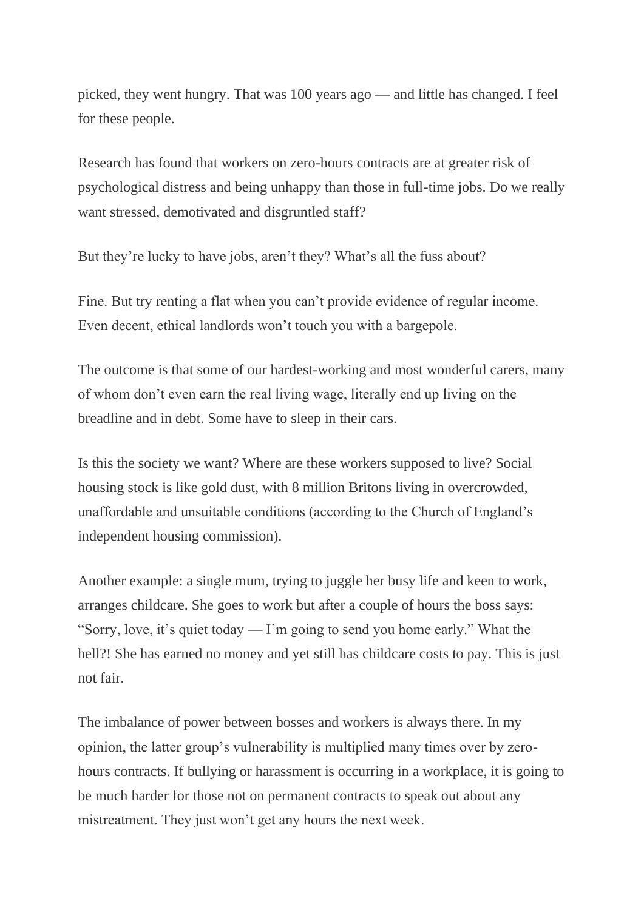picked, they went hungry. That was 100 years ago — and little has changed. I feel for these people.

Research has found that workers on zero-hours contracts are at greater risk of psychological distress and being unhappy than those in full-time jobs. Do we really want stressed, demotivated and disgruntled staff?

But they're lucky to have jobs, aren't they? What's all the fuss about?

Fine. But try renting a flat when you can't provide evidence of regular income. Even decent, ethical landlords won't touch you with a bargepole.

The outcome is that some of our hardest-working and most wonderful carers, many of whom don't even earn the real living wage, literally end up living on the breadline and in debt. Some have to sleep in their cars.

Is this the society we want? Where are these workers supposed to live? Social housing stock is like gold dust, with 8 million Britons living in overcrowded, unaffordable and unsuitable conditions (according to the Church of England's independent housing commission).

Another example: a single mum, trying to juggle her busy life and keen to work, arranges childcare. She goes to work but after a couple of hours the boss says: "Sorry, love, it's quiet today — I'm going to send you home early." What the hell?! She has earned no money and yet still has childcare costs to pay. This is just not fair.

The imbalance of power between bosses and workers is always there. In my opinion, the latter group's vulnerability is multiplied many times over by zero-hours contracts. If bullying or harassment is occurring in a workplace, it is going to be much harder for those not on permanent contracts to speak out about any mistreatment. They just won't get any hours the next week.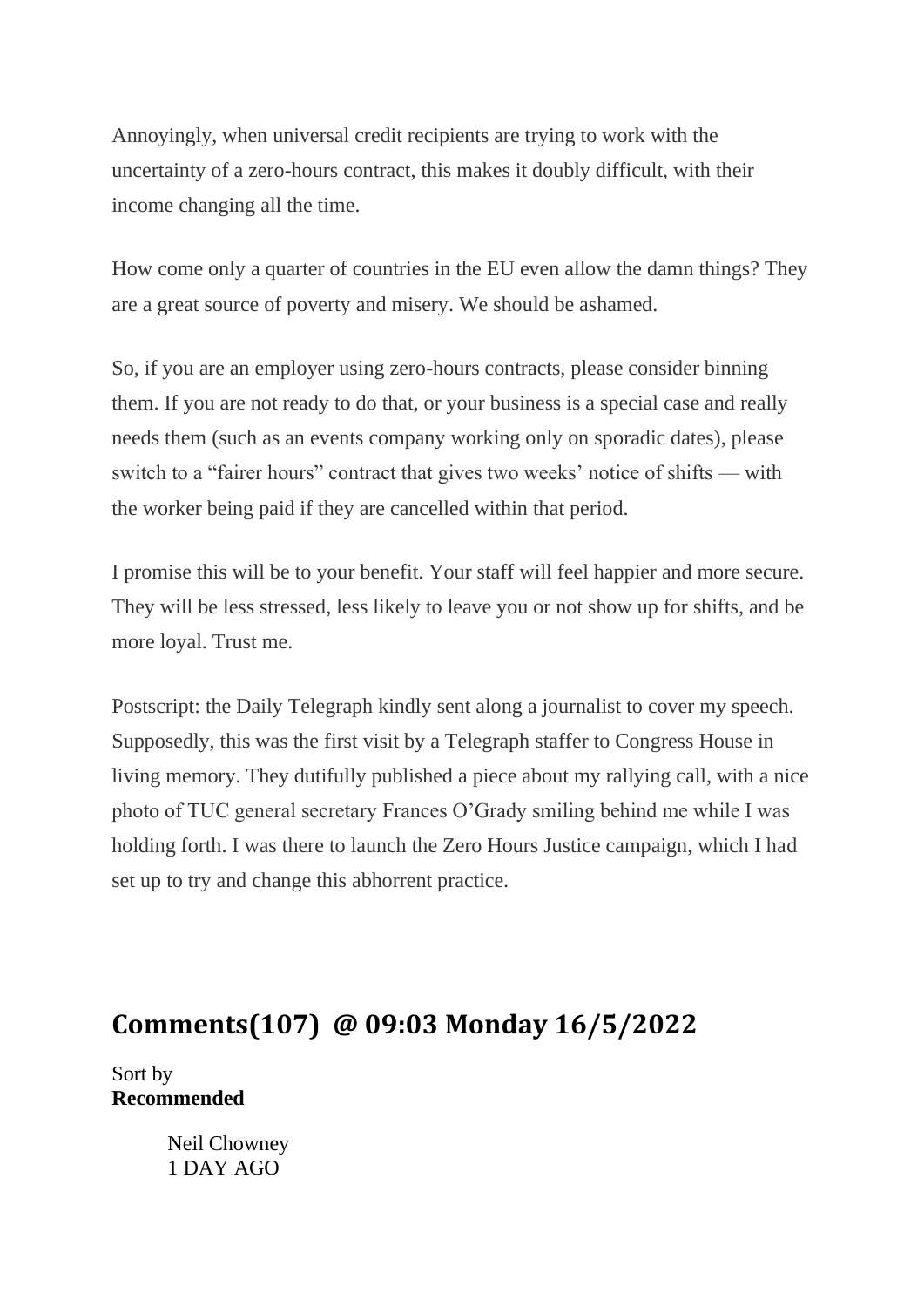Annoyingly, when universal credit recipients are trying to work with the uncertainty of a zero-hours contract, this makes it doubly difficult, with their income changing all the time.

How come only a quarter of countries in the EU even allow the damn things? They are a great source of poverty and misery. We should be ashamed.

So, if you are an employer using zero-hours contracts, please consider binning them. If you are not ready to do that, or your business is a special case and really needs them (such as an events company working only on sporadic dates), please switch to a "fairer hours" contract that gives two weeks' notice of shifts — with the worker being paid if they are cancelled within that period.

I promise this will be to your benefit. Your staff will feel happier and more secure. They will be less stressed, less likely to leave you or not show up for shifts, and be more loyal. Trust me.

Postscript: the Daily Telegraph kindly sent along a journalist to cover my speech. Supposedly, this was the first visit by a Telegraph staffer to Congress House in living memory. They dutifully published a piece about my rallying call, with a nice photo of TUC general secretary Frances O'Grady smiling behind me while I was holding forth. I was there to launch the Zero Hours Justice campaign, which I had set up to try and change this abhorrent practice.

## Comments(107) @ 09:03 Monday 16/5/2022

Sort by
**Recommended**

Neil Chowney
1 DAY AGO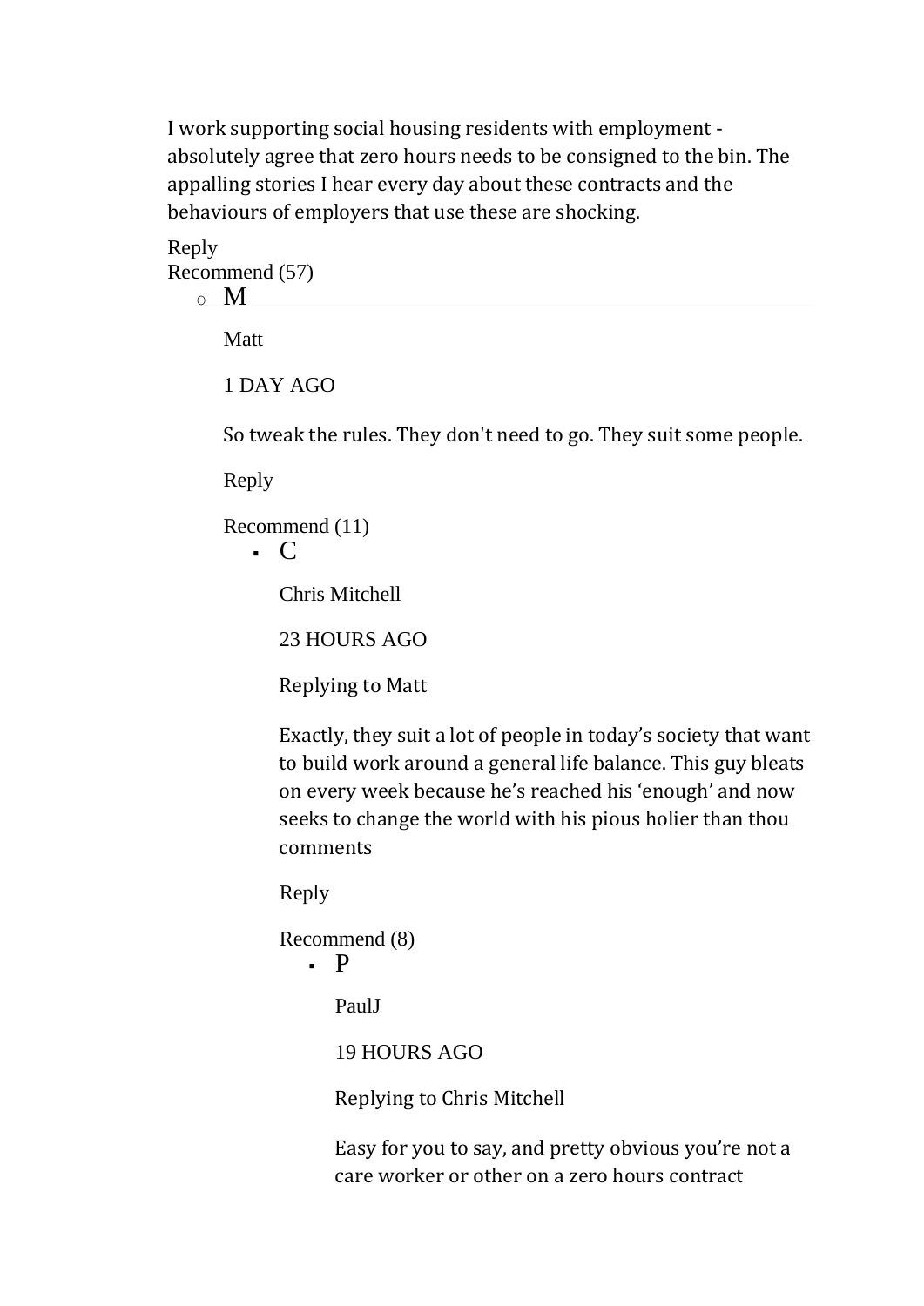I work supporting social housing residents with employment - absolutely agree that zero hours needs to be consigned to the bin. The appalling stories I hear every day about these contracts and the behaviours of employers that use these are shocking.

Reply
Recommend (57)

- M

  Matt

  1 DAY AGO

  So tweak the rules. They don't need to go. They suit some people.

  Reply

  Recommend (11)

  - C

    Chris Mitchell

    23 HOURS AGO

    Replying to Matt

    Exactly, they suit a lot of people in today's society that want to build work around a general life balance. This guy bleats on every week because he's reached his 'enough' and now seeks to change the world with his pious holier than thou comments

    Reply

    Recommend (8)

    - P

      PaulJ

      19 HOURS AGO

      Replying to Chris Mitchell

      Easy for you to say, and pretty obvious you're not a care worker or other on a zero hours contract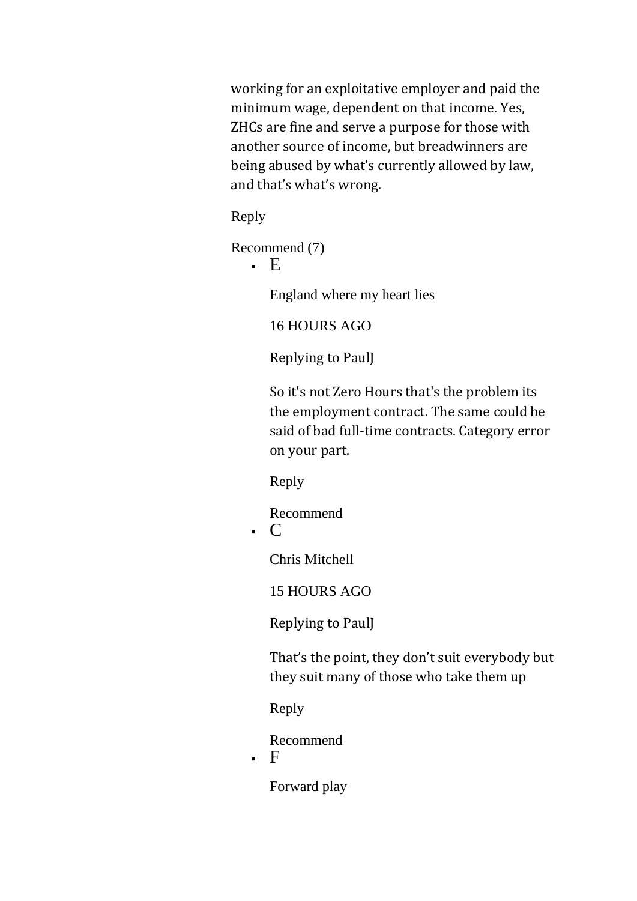working for an exploitative employer and paid the minimum wage, dependent on that income. Yes, ZHCs are fine and serve a purpose for those with another source of income, but breadwinners are being abused by what's currently allowed by law, and that's what's wrong.

Reply

Recommend (7)

- E

  England where my heart lies

  16 HOURS AGO

  Replying to PaulJ

  So it's not Zero Hours that's the problem its the employment contract. The same could be said of bad full-time contracts. Category error on your part.

  Reply

  Recommend

- C

  Chris Mitchell

  15 HOURS AGO

  Replying to PaulJ

  That's the point, they don't suit everybody but they suit many of those who take them up

  Reply

  Recommend

- F

  Forward play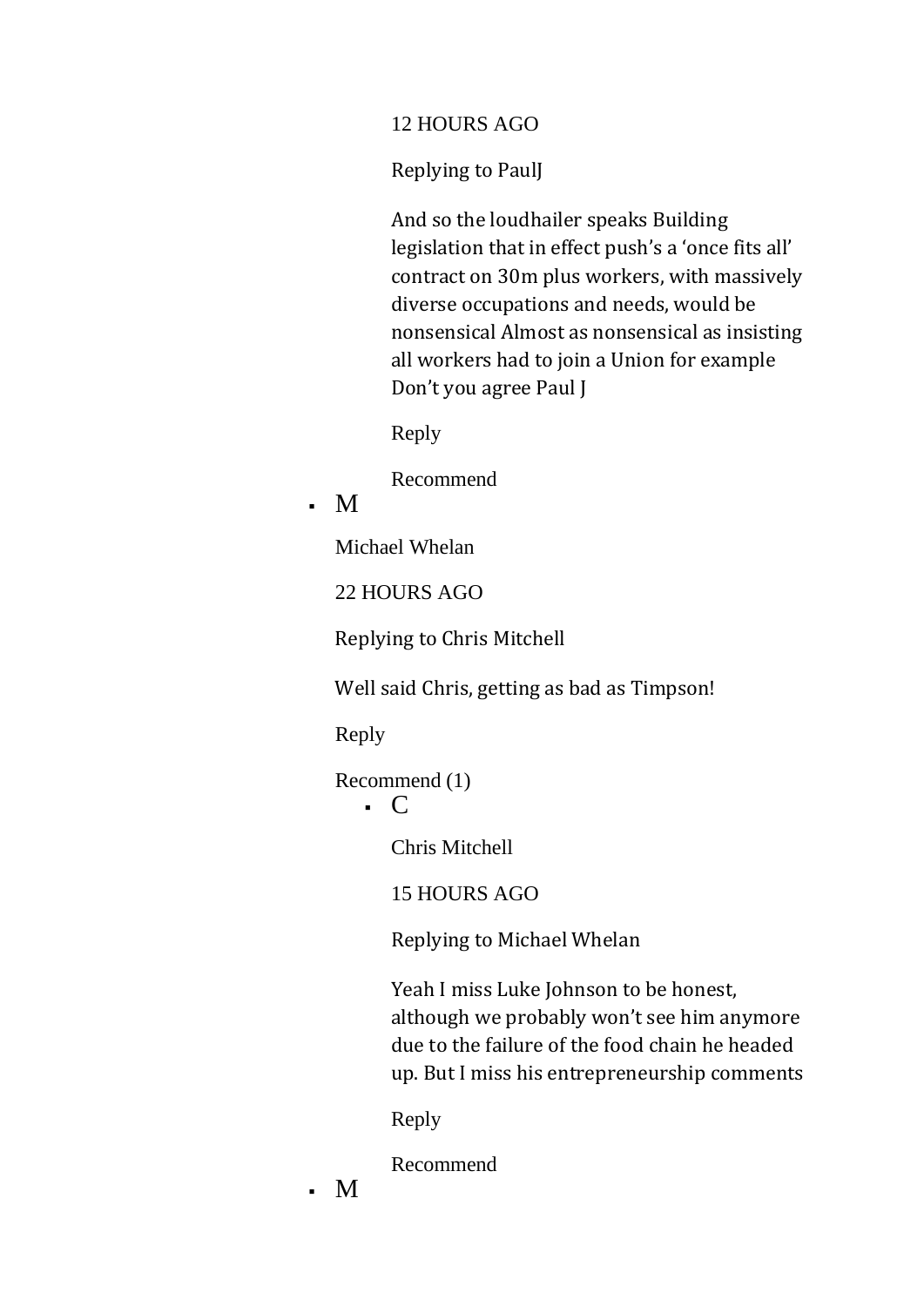12 HOURS AGO

Replying to PaulJ

And so the loudhailer speaks Building legislation that in effect push's a 'once fits all' contract on 30m plus workers, with massively diverse occupations and needs, would be nonsensical Almost as nonsensical as insisting all workers had to join a Union for example Don't you agree Paul J

Reply

Recommend

- M

  Michael Whelan

  22 HOURS AGO

  Replying to Chris Mitchell

  Well said Chris, getting as bad as Timpson!

  Reply

  Recommend (1)

  - C

    Chris Mitchell

    15 HOURS AGO

    Replying to Michael Whelan

    Yeah I miss Luke Johnson to be honest, although we probably won't see him anymore due to the failure of the food chain he headed up. But I miss his entrepreneurship comments

    Reply

    Recommend

- M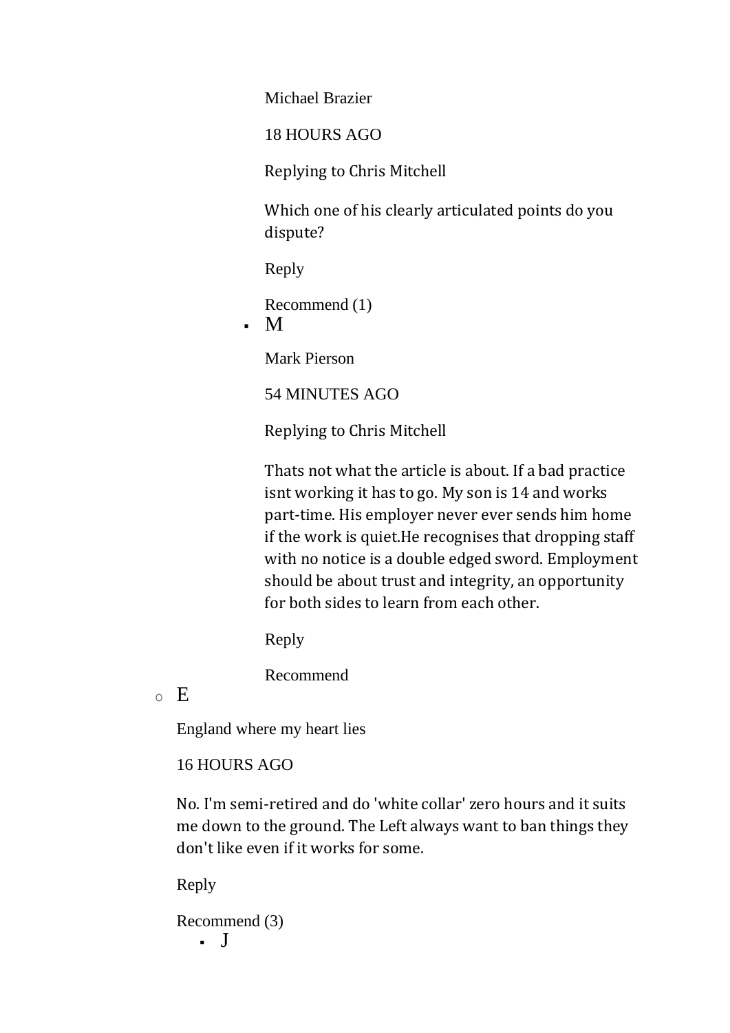Michael Brazier

18 HOURS AGO

Replying to Chris Mitchell

Which one of his clearly articulated points do you dispute?

Reply

Recommend (1)

- M

  Mark Pierson

  54 MINUTES AGO

  Replying to Chris Mitchell

  Thats not what the article is about. If a bad practice isnt working it has to go. My son is 14 and works part-time. His employer never ever sends him home if the work is quiet.He recognises that dropping staff with no notice is a double edged sword. Employment should be about trust and integrity, an opportunity for both sides to learn from each other.

  Reply

  Recommend

- E

  England where my heart lies

  16 HOURS AGO

  No. I'm semi-retired and do 'white collar' zero hours and it suits me down to the ground. The Left always want to ban things they don't like even if it works for some.

  Reply

  Recommend (3)

  - J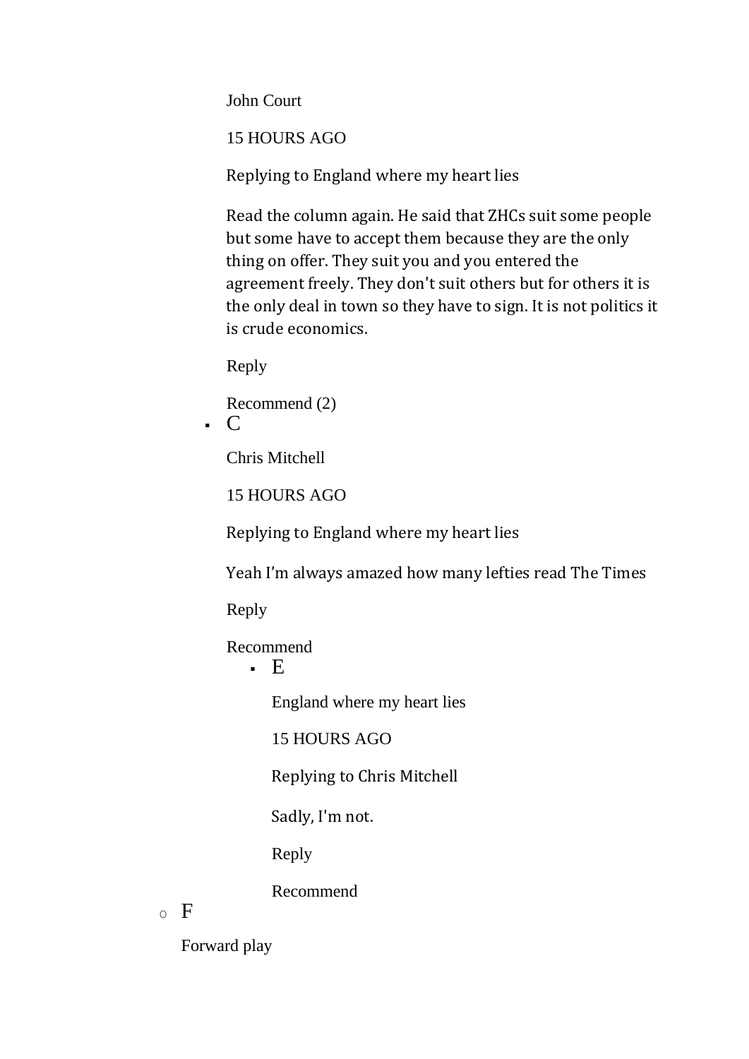John Court

15 HOURS AGO

Replying to England where my heart lies

Read the column again. He said that ZHCs suit some people but some have to accept them because they are the only thing on offer. They suit you and you entered the agreement freely. They don't suit others but for others it is the only deal in town so they have to sign. It is not politics it is crude economics.

Reply

Recommend (2)

- C

  Chris Mitchell

  15 HOURS AGO

  Replying to England where my heart lies

  Yeah I'm always amazed how many lefties read The Times

  Reply

  Recommend

  - E

    England where my heart lies

    15 HOURS AGO

    Replying to Chris Mitchell

    Sadly, I'm not.

    Reply

    Recommend

- F

  Forward play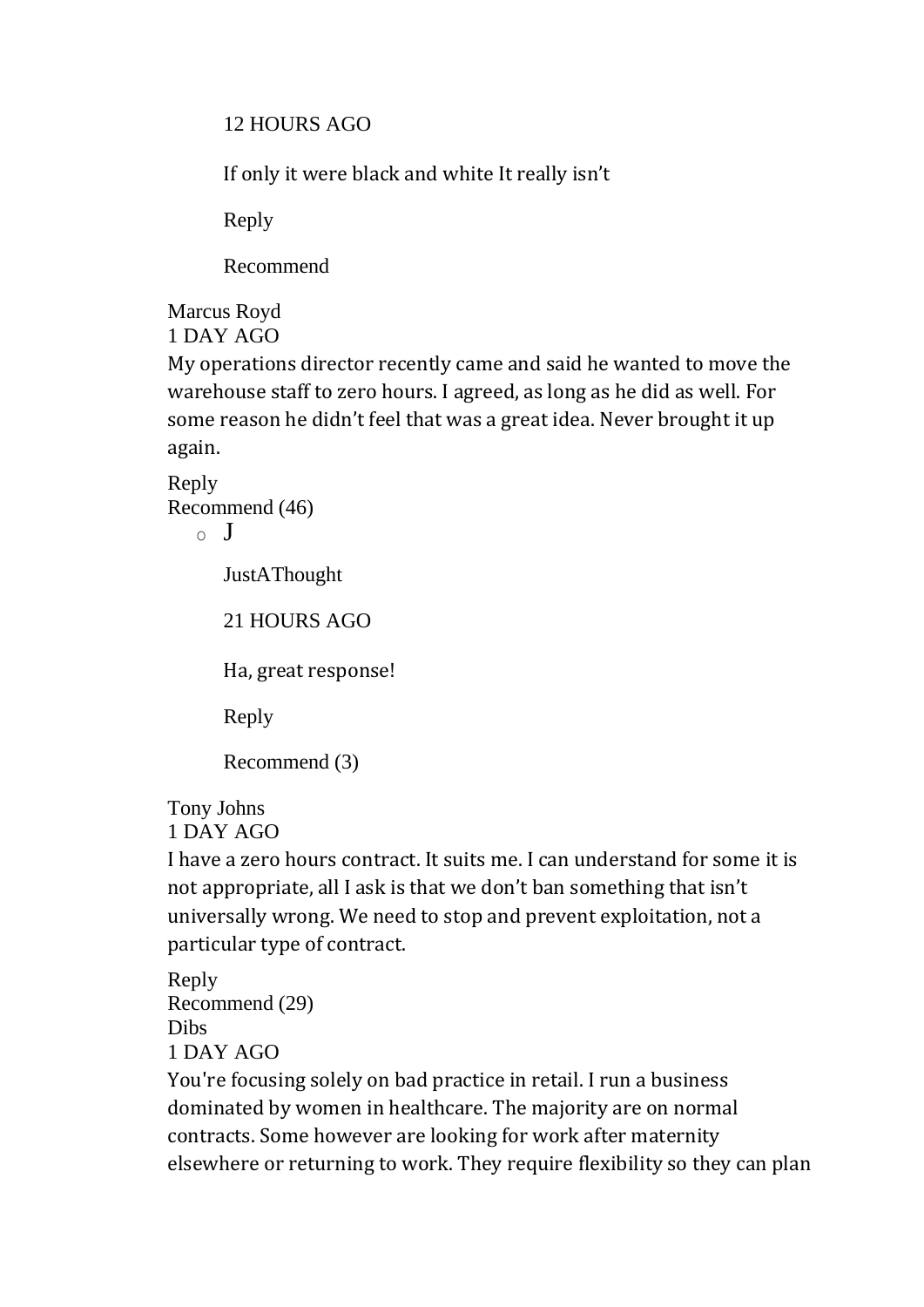12 HOURS AGO

If only it were black and white It really isn't

Reply

Recommend

Marcus Royd
1 DAY AGO
My operations director recently came and said he wanted to move the warehouse staff to zero hours. I agreed, as long as he did as well. For some reason he didn't feel that was a great idea. Never brought it up again.

Reply
Recommend (46)

- J

  JustAThought

  21 HOURS AGO

  Ha, great response!

  Reply

  Recommend (3)

Tony Johns
1 DAY AGO
I have a zero hours contract. It suits me. I can understand for some it is not appropriate, all I ask is that we don't ban something that isn't universally wrong. We need to stop and prevent exploitation, not a particular type of contract.

Reply
Recommend (29)
Dibs
1 DAY AGO
You're focusing solely on bad practice in retail. I run a business dominated by women in healthcare. The majority are on normal contracts. Some however are looking for work after maternity elsewhere or returning to work. They require flexibility so they can plan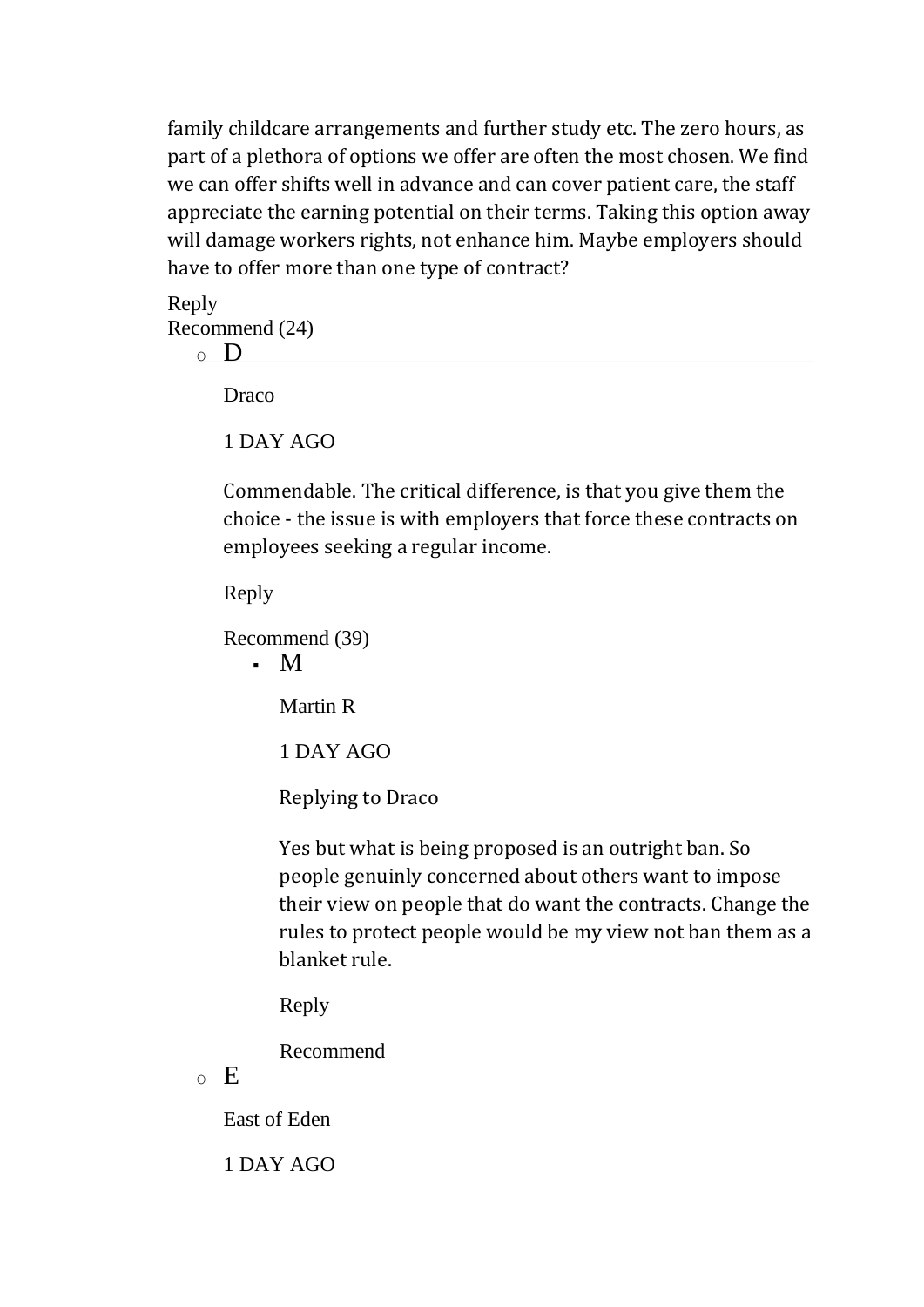family childcare arrangements and further study etc. The zero hours, as part of a plethora of options we offer are often the most chosen. We find we can offer shifts well in advance and can cover patient care, the staff appreciate the earning potential on their terms. Taking this option away will damage workers rights, not enhance him. Maybe employers should have to offer more than one type of contract?

Reply

Recommend (24)

- D

  Draco

  1 DAY AGO

  Commendable. The critical difference, is that you give them the choice - the issue is with employers that force these contracts on employees seeking a regular income.

  Reply

  Recommend (39)

  - M

    Martin R

    1 DAY AGO

    Replying to Draco

    Yes but what is being proposed is an outright ban. So people genuinly concerned about others want to impose their view on people that do want the contracts. Change the rules to protect people would be my view not ban them as a blanket rule.

    Reply

    Recommend

- E

  East of Eden

  1 DAY AGO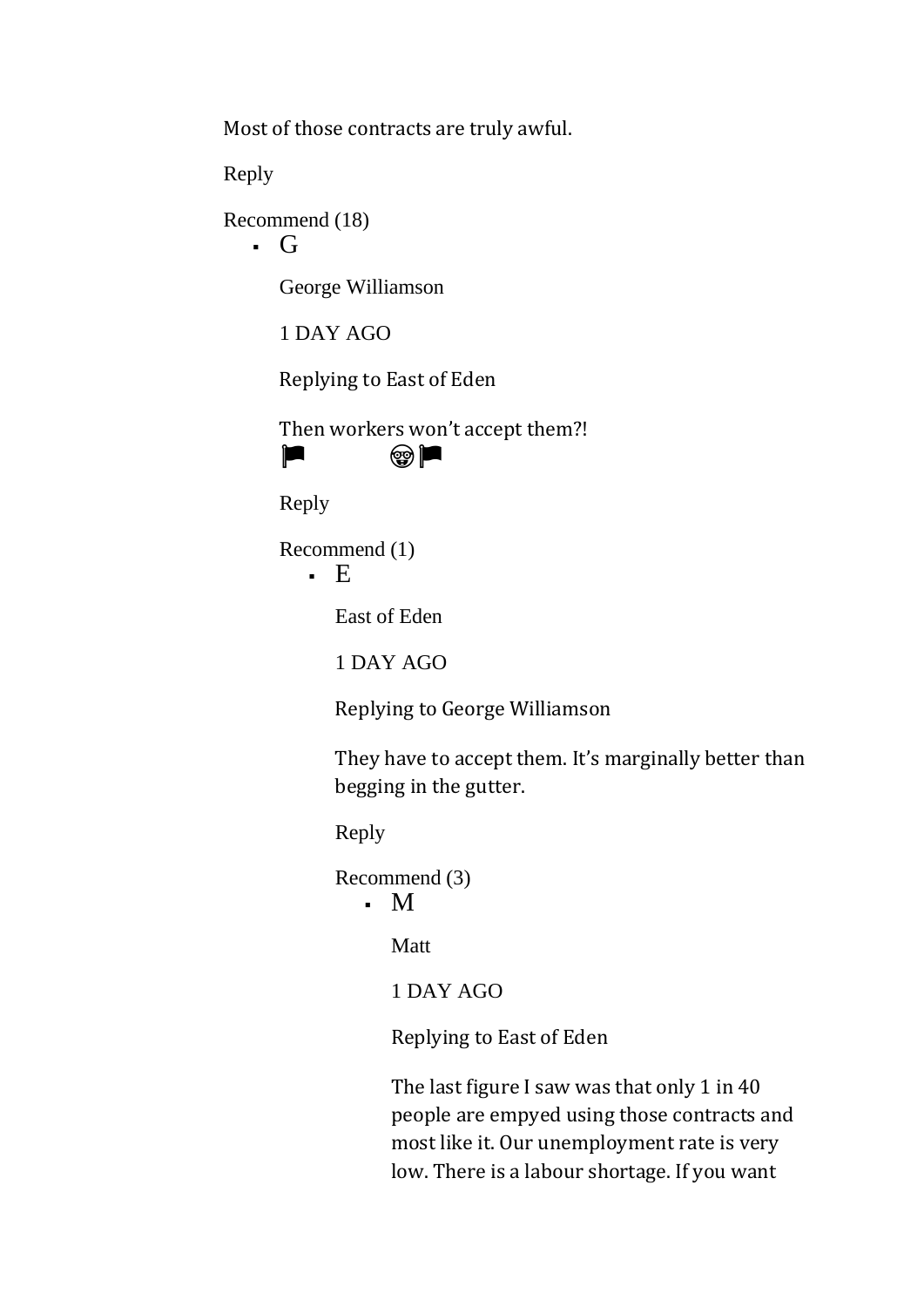Most of those contracts are truly awful.

Reply

Recommend (18)

- G

  George Williamson

  1 DAY AGO

  Replying to East of Eden

  Then workers won't accept them?!
  🏴 🤓🏴

  Reply

  Recommend (1)

  - E

    East of Eden

    1 DAY AGO

    Replying to George Williamson

    They have to accept them. It's marginally better than begging in the gutter.

    Reply

    Recommend (3)

    - M

      Matt

      1 DAY AGO

      Replying to East of Eden

      The last figure I saw was that only 1 in 40 people are empyed using those contracts and most like it. Our unemployment rate is very low. There is a labour shortage. If you want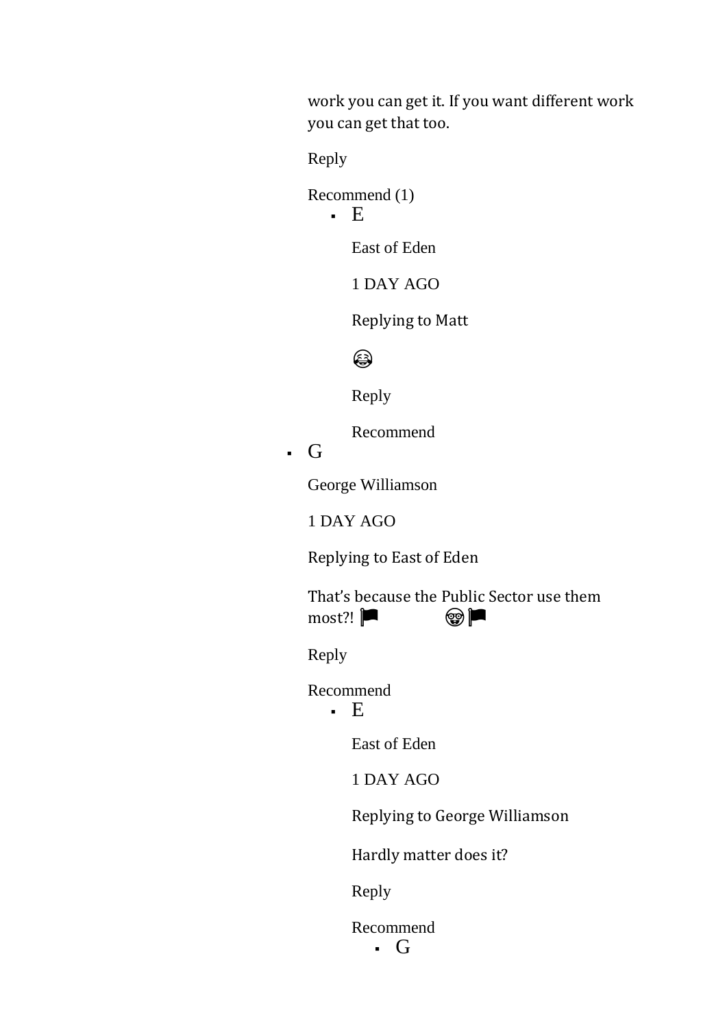work you can get it. If you want different work you can get that too.

Reply

Recommend (1)

- E

  East of Eden

  1 DAY AGO

  Replying to Matt

  😂

  Reply

  Recommend

- G

  George Williamson

  1 DAY AGO

  Replying to East of Eden

  That's because the Public Sector use them most?! 🏴 🤓🏴

  Reply

  Recommend

  - E

    East of Eden

    1 DAY AGO

    Replying to George Williamson

    Hardly matter does it?

    Reply

    Recommend

    - G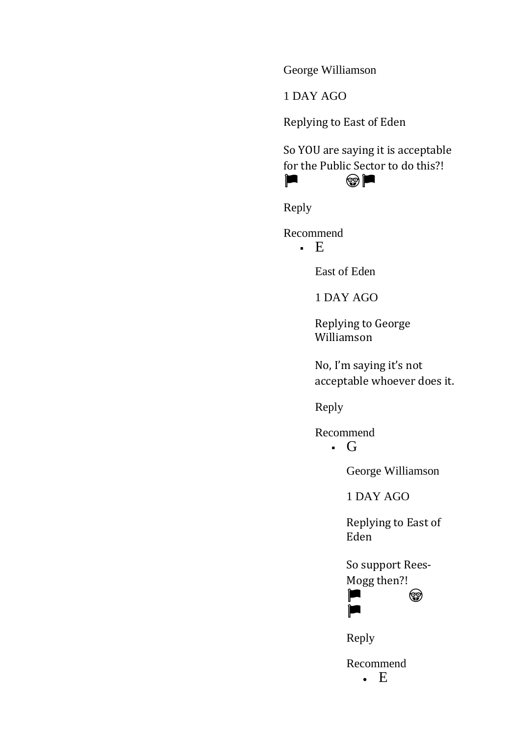George Williamson

1 DAY AGO

Replying to East of Eden

So YOU are saying it is acceptable for the Public Sector to do this?!
🏴 🤓 🏴

Reply

Recommend

- E

  East of Eden

  1 DAY AGO

  Replying to George Williamson

  No, I'm saying it's not acceptable whoever does it.

  Reply

  Recommend

  - G

    George Williamson

    1 DAY AGO

    Replying to East of Eden

    So support Rees-Mogg then?!
    🏴 🤓
    🏴

    Reply

    Recommend

    - E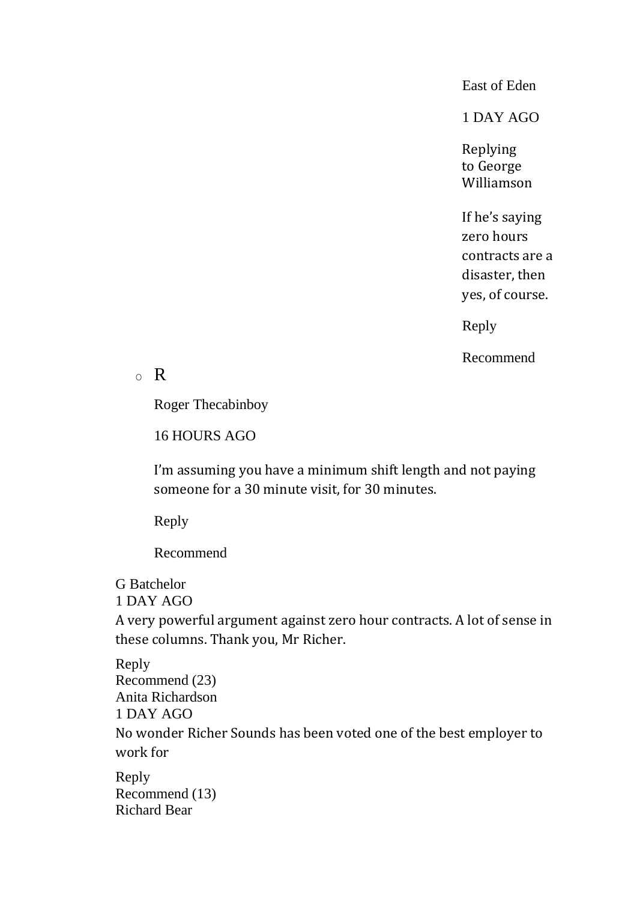East of Eden

1 DAY AGO

Replying to George Williamson

If he's saying zero hours contracts are a disaster, then yes, of course.

Reply

Recommend

- R

  Roger Thecabinboy

  16 HOURS AGO

  I'm assuming you have a minimum shift length and not paying someone for a 30 minute visit, for 30 minutes.

  Reply

  Recommend

G Batchelor
1 DAY AGO
A very powerful argument against zero hour contracts. A lot of sense in these columns. Thank you, Mr Richer.

Reply
Recommend (23)
Anita Richardson
1 DAY AGO
No wonder Richer Sounds has been voted one of the best employer to work for

Reply
Recommend (13)
Richard Bear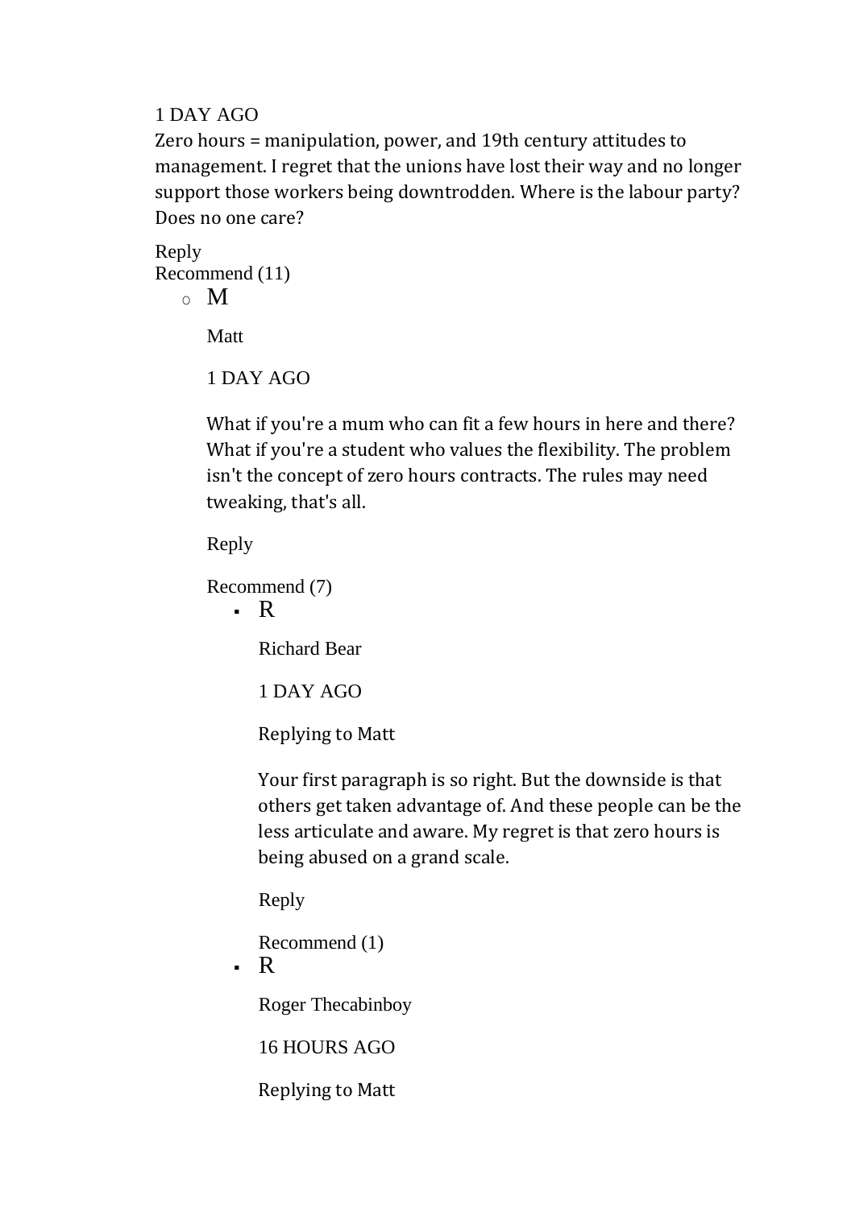1 DAY AGO

Zero hours = manipulation, power, and 19th century attitudes to management. I regret that the unions have lost their way and no longer support those workers being downtrodden. Where is the labour party? Does no one care?

Reply

Recommend (11)

- M

  Matt

  1 DAY AGO

  What if you're a mum who can fit a few hours in here and there? What if you're a student who values the flexibility. The problem isn't the concept of zero hours contracts. The rules may need tweaking, that's all.

  Reply

  Recommend (7)

  - R

    Richard Bear

    1 DAY AGO

    Replying to Matt

    Your first paragraph is so right. But the downside is that others get taken advantage of. And these people can be the less articulate and aware. My regret is that zero hours is being abused on a grand scale.

    Reply

    Recommend (1)

  - R

    Roger Thecabinboy

    16 HOURS AGO

    Replying to Matt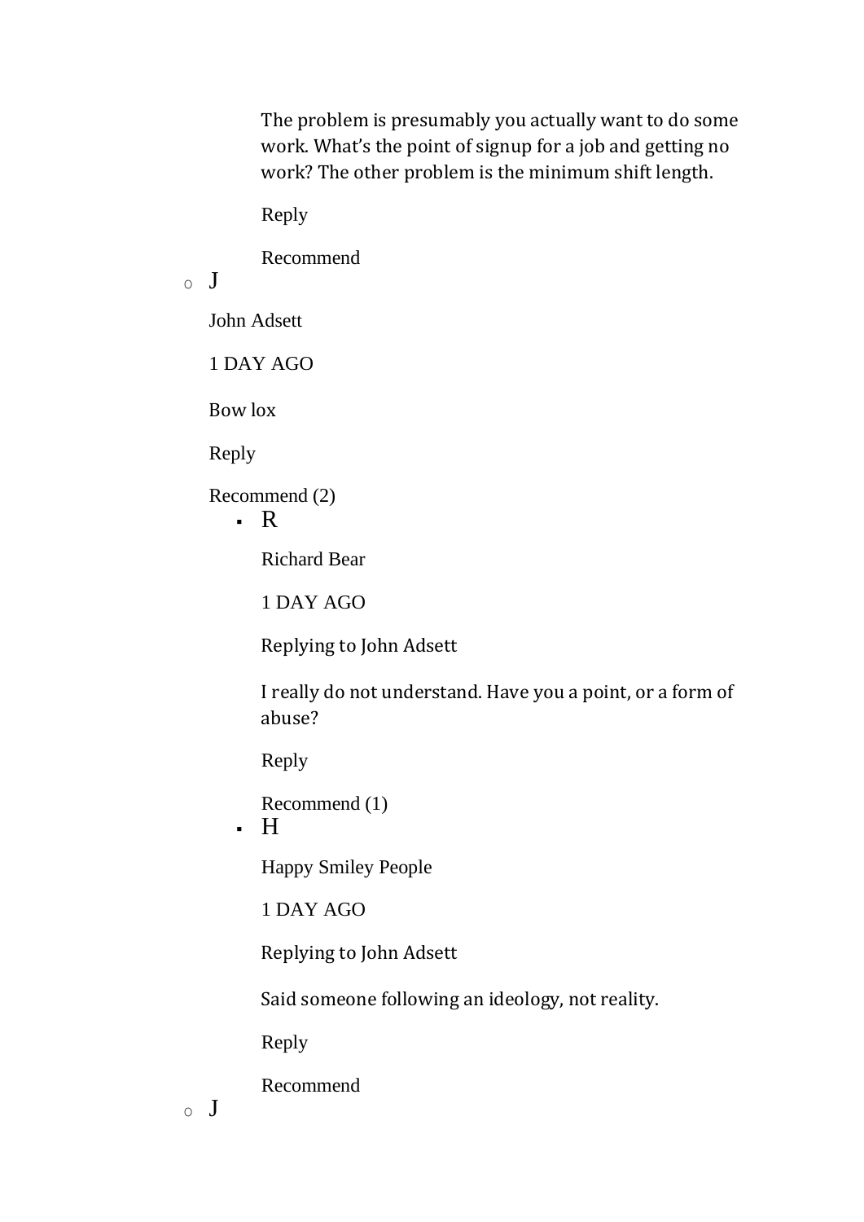The problem is presumably you actually want to do some work. What's the point of signup for a job and getting no work? The other problem is the minimum shift length.

Reply

Recommend

- J

  John Adsett

  1 DAY AGO

  Bow lox

  Reply

  Recommend (2)

  - R

    Richard Bear

    1 DAY AGO

    Replying to John Adsett

    I really do not understand. Have you a point, or a form of abuse?

    Reply

    Recommend (1)

  - H

    Happy Smiley People

    1 DAY AGO

    Replying to John Adsett

    Said someone following an ideology, not reality.

    Reply

    Recommend

- J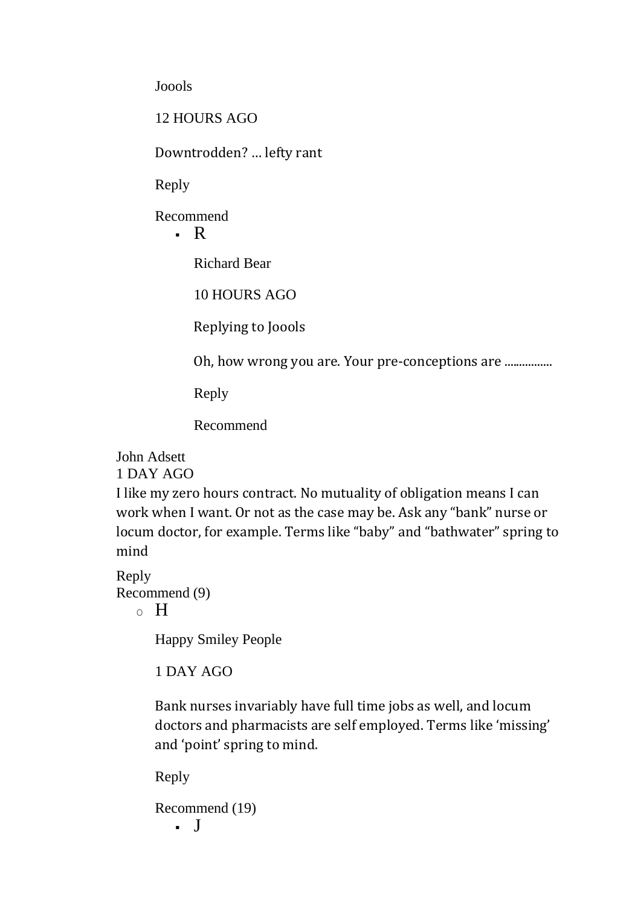Joools

12 HOURS AGO

Downtrodden? ... lefty rant

Reply

Recommend

- R

  Richard Bear

  10 HOURS AGO

  Replying to Joools

  Oh, how wrong you are. Your pre-conceptions are ................

  Reply

  Recommend

John Adsett
1 DAY AGO
I like my zero hours contract. No mutuality of obligation means I can work when I want. Or not as the case may be. Ask any "bank" nurse or locum doctor, for example. Terms like "baby" and "bathwater" spring to mind

Reply
Recommend (9)

- H

  Happy Smiley People

  1 DAY AGO

  Bank nurses invariably have full time jobs as well, and locum doctors and pharmacists are self employed. Terms like 'missing' and 'point' spring to mind.

  Reply

  Recommend (19)

  - J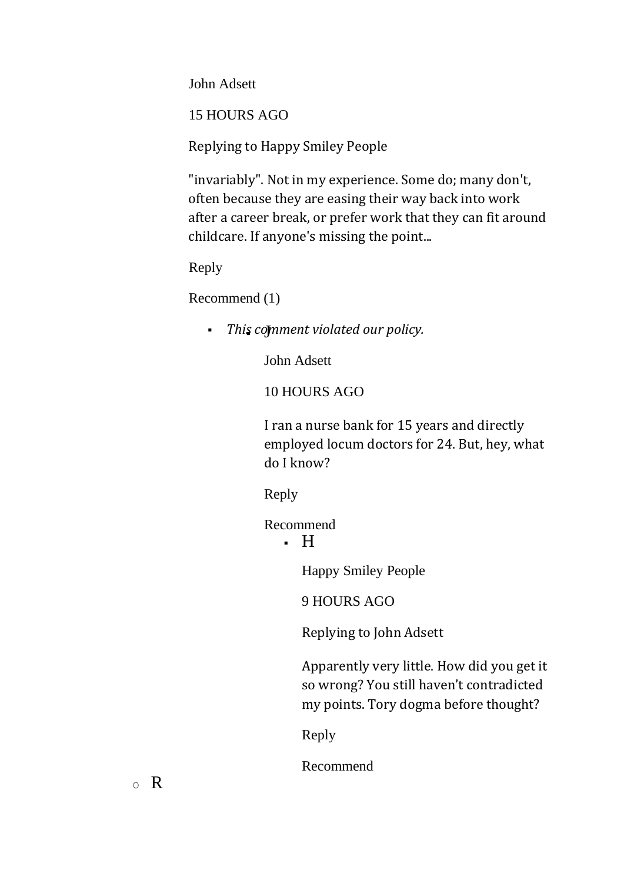John Adsett

15 HOURS AGO

Replying to Happy Smiley People

"invariably". Not in my experience. Some do; many don't, often because they are easing their way back into work after a career break, or prefer work that they can fit around childcare. If anyone's missing the point...

Reply

Recommend (1)

- *This comment violated our policy.*
    - J

      John Adsett

      10 HOURS AGO

      I ran a nurse bank for 15 years and directly employed locum doctors for 24. But, hey, what do I know?

      Reply

      Recommend

        - H

          Happy Smiley People

          9 HOURS AGO

          Replying to John Adsett

          Apparently very little. How did you get it so wrong? You still haven't contradicted my points. Tory dogma before thought?

          Reply

          Recommend

- R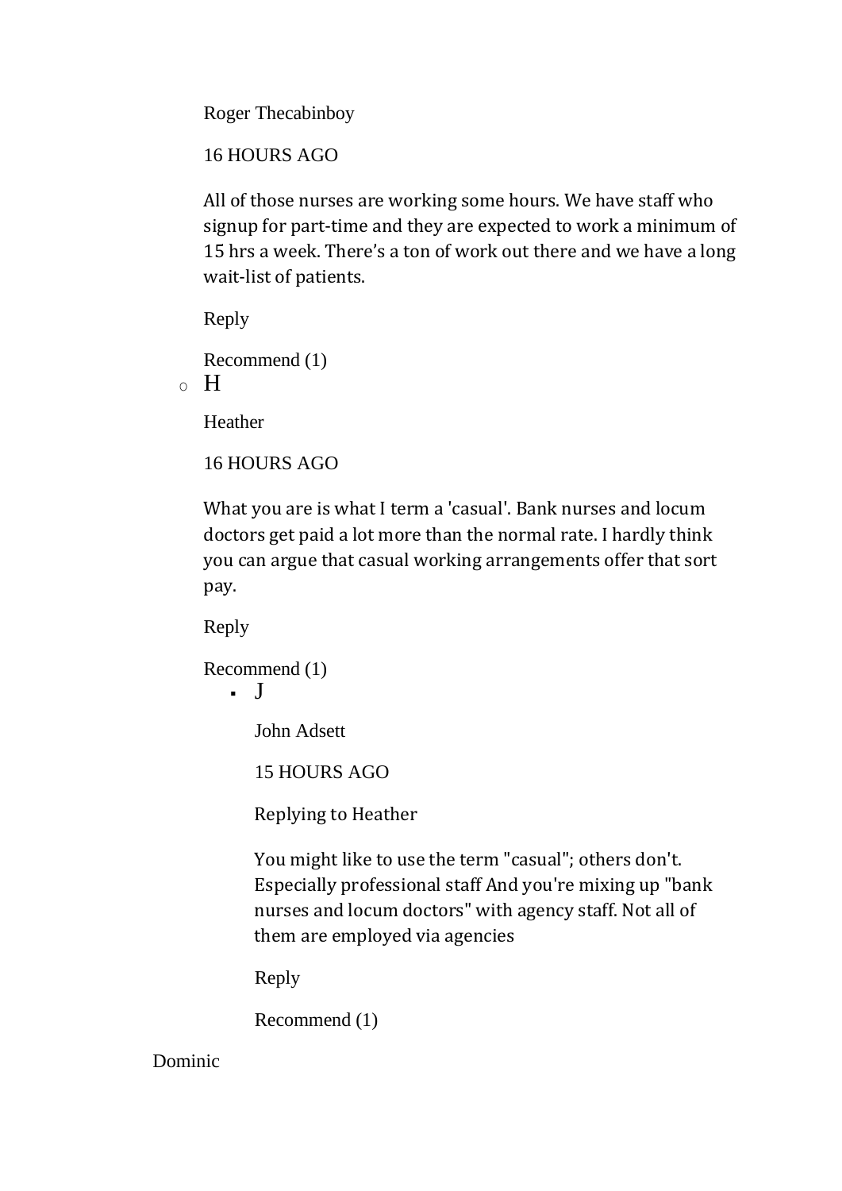Roger Thecabinboy

16 HOURS AGO

All of those nurses are working some hours. We have staff who signup for part-time and they are expected to work a minimum of 15 hrs a week. There's a ton of work out there and we have a long wait-list of patients.

Reply

Recommend (1)

- H

  Heather

  16 HOURS AGO

  What you are is what I term a 'casual'. Bank nurses and locum doctors get paid a lot more than the normal rate. I hardly think you can argue that casual working arrangements offer that sort pay.

  Reply

  Recommend (1)

  - J

    John Adsett

    15 HOURS AGO

    Replying to Heather

    You might like to use the term "casual"; others don't. Especially professional staff And you're mixing up "bank nurses and locum doctors" with agency staff. Not all of them are employed via agencies

    Reply

    Recommend (1)

Dominic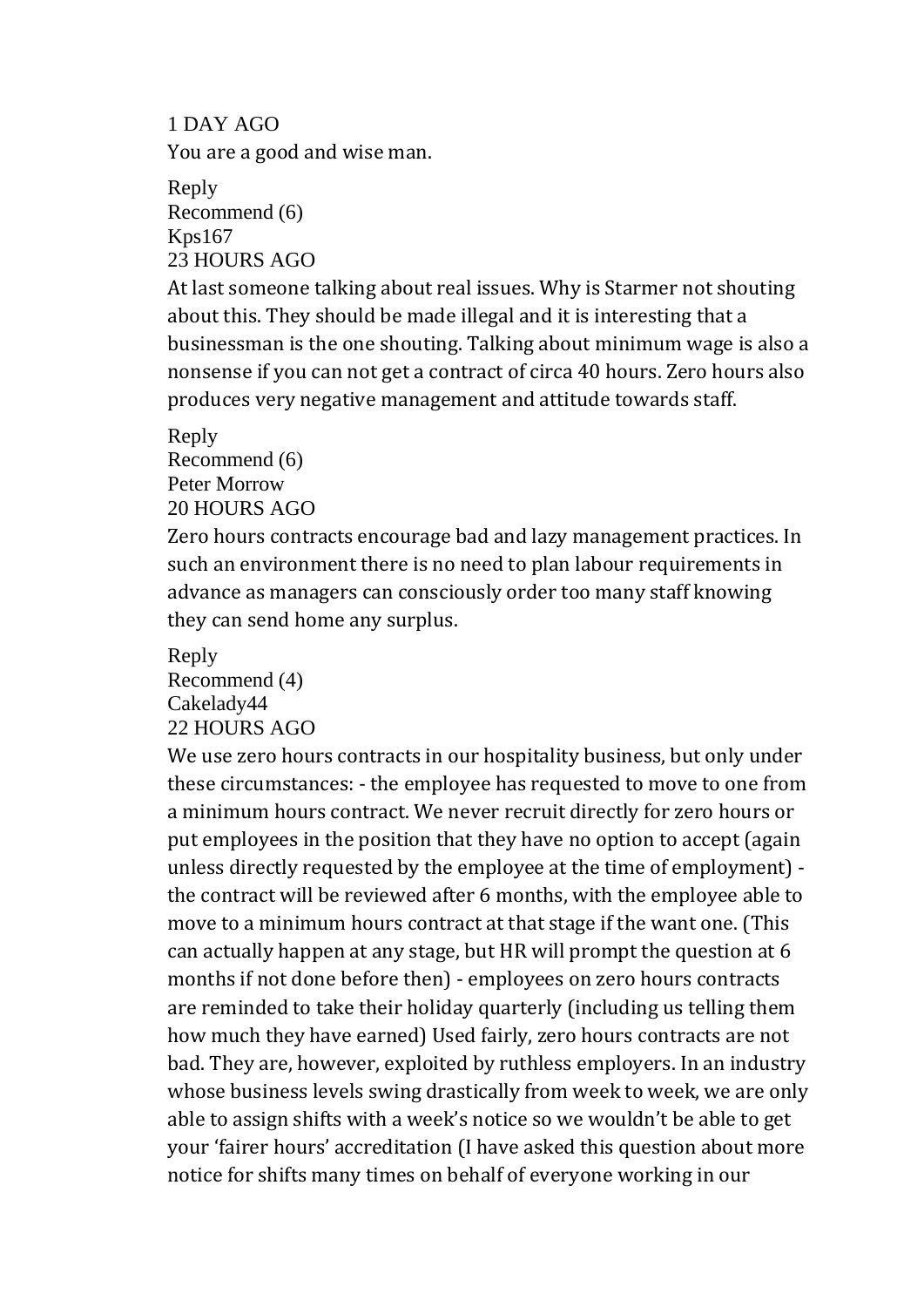1 DAY AGO
You are a good and wise man.

Reply
Recommend (6)
Kps167
23 HOURS AGO
At last someone talking about real issues. Why is Starmer not shouting about this. They should be made illegal and it is interesting that a businessman is the one shouting. Talking about minimum wage is also a nonsense if you can not get a contract of circa 40 hours. Zero hours also produces very negative management and attitude towards staff.

Reply
Recommend (6)
Peter Morrow
20 HOURS AGO
Zero hours contracts encourage bad and lazy management practices. In such an environment there is no need to plan labour requirements in advance as managers can consciously order too many staff knowing they can send home any surplus.

Reply
Recommend (4)
Cakelady44
22 HOURS AGO
We use zero hours contracts in our hospitality business, but only under these circumstances: - the employee has requested to move to one from a minimum hours contract. We never recruit directly for zero hours or put employees in the position that they have no option to accept (again unless directly requested by the employee at the time of employment) - the contract will be reviewed after 6 months, with the employee able to move to a minimum hours contract at that stage if the want one. (This can actually happen at any stage, but HR will prompt the question at 6 months if not done before then) - employees on zero hours contracts are reminded to take their holiday quarterly (including us telling them how much they have earned) Used fairly, zero hours contracts are not bad. They are, however, exploited by ruthless employers. In an industry whose business levels swing drastically from week to week, we are only able to assign shifts with a week's notice so we wouldn't be able to get your 'fairer hours' accreditation (I have asked this question about more notice for shifts many times on behalf of everyone working in our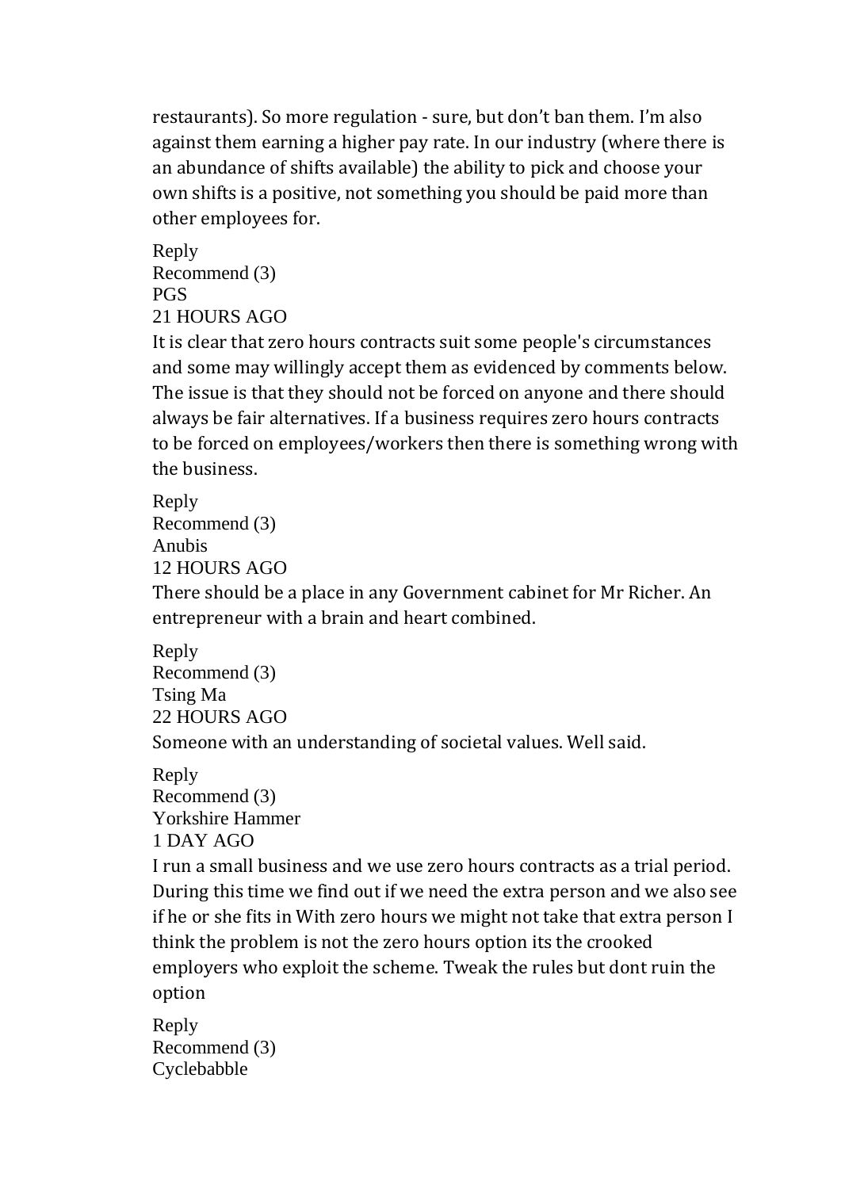restaurants). So more regulation - sure, but don't ban them. I'm also against them earning a higher pay rate. In our industry (where there is an abundance of shifts available) the ability to pick and choose your own shifts is a positive, not something you should be paid more than other employees for.

Reply
Recommend (3)
PGS
21 HOURS AGO

It is clear that zero hours contracts suit some people's circumstances and some may willingly accept them as evidenced by comments below. The issue is that they should not be forced on anyone and there should always be fair alternatives. If a business requires zero hours contracts to be forced on employees/workers then there is something wrong with the business.

Reply
Recommend (3)
Anubis
12 HOURS AGO

There should be a place in any Government cabinet for Mr Richer. An entrepreneur with a brain and heart combined.

Reply
Recommend (3)
Tsing Ma
22 HOURS AGO

Someone with an understanding of societal values. Well said.

Reply
Recommend (3)
Yorkshire Hammer
1 DAY AGO

I run a small business and we use zero hours contracts as a trial period. During this time we find out if we need the extra person and we also see if he or she fits in With zero hours we might not take that extra person I think the problem is not the zero hours option its the crooked employers who exploit the scheme. Tweak the rules but dont ruin the option

Reply
Recommend (3)
Cyclebabble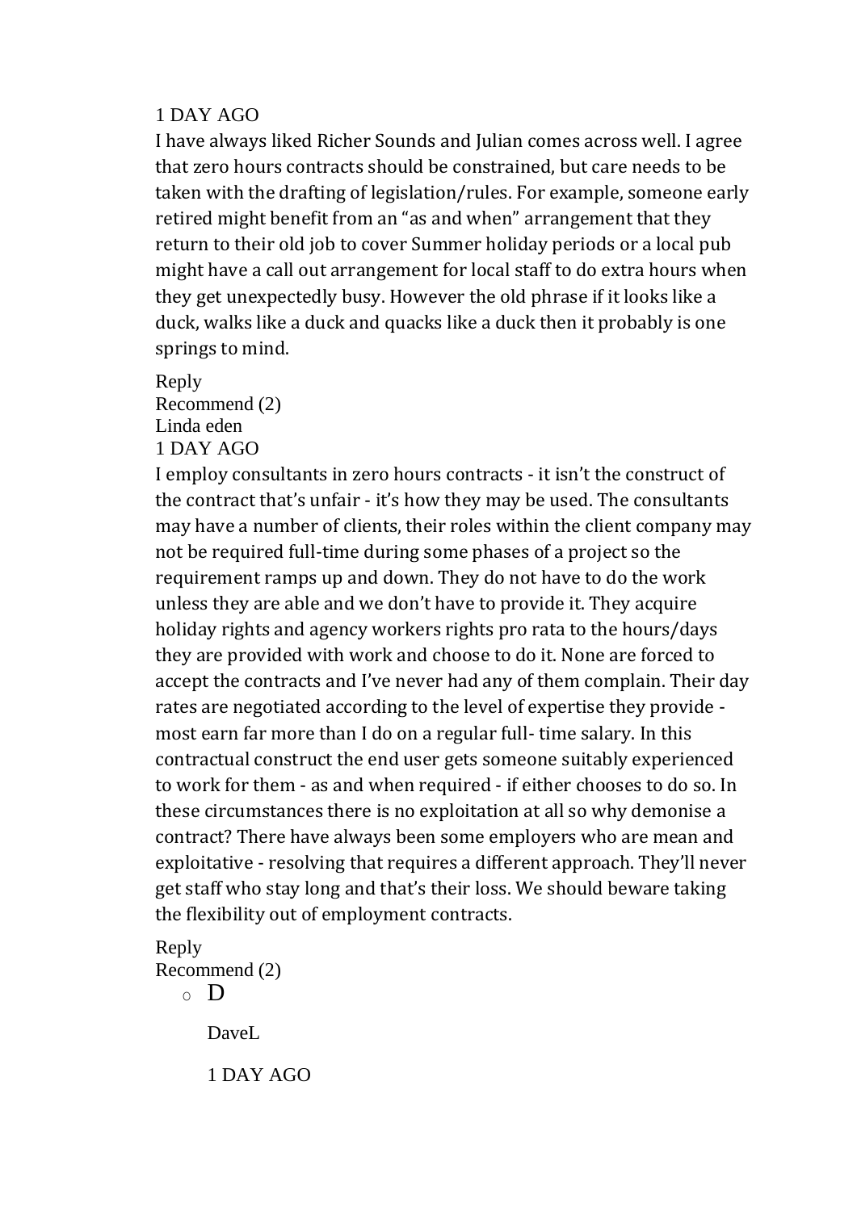1 DAY AGO

I have always liked Richer Sounds and Julian comes across well. I agree that zero hours contracts should be constrained, but care needs to be taken with the drafting of legislation/rules. For example, someone early retired might benefit from an “as and when” arrangement that they return to their old job to cover Summer holiday periods or a local pub might have a call out arrangement for local staff to do extra hours when they get unexpectedly busy. However the old phrase if it looks like a duck, walks like a duck and quacks like a duck then it probably is one springs to mind.

Reply
Recommend (2)
Linda eden
1 DAY AGO

I employ consultants in zero hours contracts - it isn’t the construct of the contract that’s unfair - it’s how they may be used. The consultants may have a number of clients, their roles within the client company may not be required full-time during some phases of a project so the requirement ramps up and down. They do not have to do the work unless they are able and we don’t have to provide it. They acquire holiday rights and agency workers rights pro rata to the hours/days they are provided with work and choose to do it. None are forced to accept the contracts and I’ve never had any of them complain. Their day rates are negotiated according to the level of expertise they provide - most earn far more than I do on a regular full- time salary. In this contractual construct the end user gets someone suitably experienced to work for them - as and when required - if either chooses to do so. In these circumstances there is no exploitation at all so why demonise a contract? There have always been some employers who are mean and exploitative - resolving that requires a different approach. They’ll never get staff who stay long and that’s their loss. We should beware taking the flexibility out of employment contracts.

Reply
Recommend (2)

- D

  DaveL

  1 DAY AGO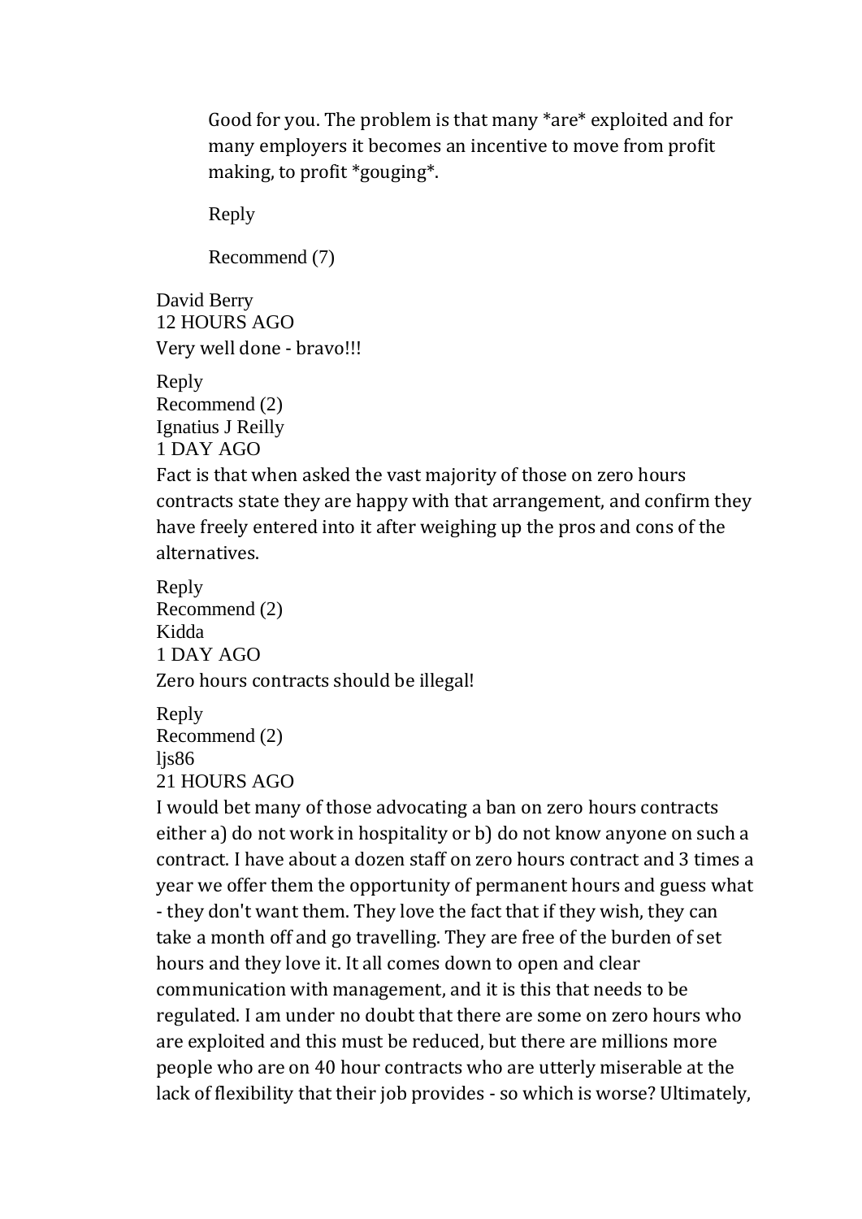> Good for you. The problem is that many *are* exploited and for many employers it becomes an incentive to move from profit making, to profit *gouging*.
>
> Reply
>
> Recommend (7)

David Berry
12 HOURS AGO
Very well done - bravo!!!

Reply
Recommend (2)
Ignatius J Reilly
1 DAY AGO
Fact is that when asked the vast majority of those on zero hours contracts state they are happy with that arrangement, and confirm they have freely entered into it after weighing up the pros and cons of the alternatives.

Reply
Recommend (2)
Kidda
1 DAY AGO
Zero hours contracts should be illegal!

Reply
Recommend (2)
ljs86
21 HOURS AGO
I would bet many of those advocating a ban on zero hours contracts either a) do not work in hospitality or b) do not know anyone on such a contract. I have about a dozen staff on zero hours contract and 3 times a year we offer them the opportunity of permanent hours and guess what - they don't want them. They love the fact that if they wish, they can take a month off and go travelling. They are free of the burden of set hours and they love it. It all comes down to open and clear communication with management, and it is this that needs to be regulated. I am under no doubt that there are some on zero hours who are exploited and this must be reduced, but there are millions more people who are on 40 hour contracts who are utterly miserable at the lack of flexibility that their job provides - so which is worse? Ultimately,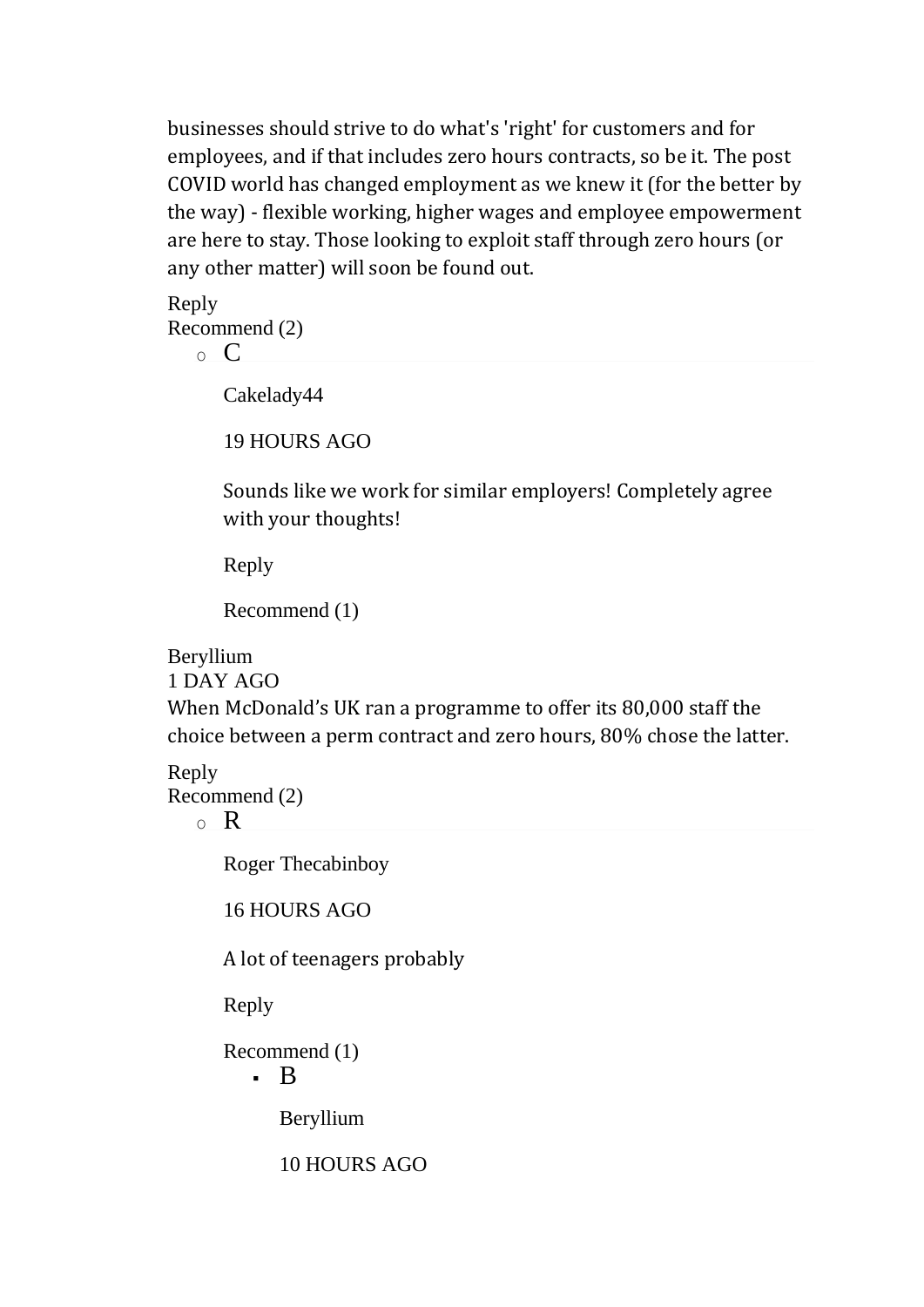businesses should strive to do what's 'right' for customers and for employees, and if that includes zero hours contracts, so be it. The post COVID world has changed employment as we knew it (for the better by the way) - flexible working, higher wages and employee empowerment are here to stay. Those looking to exploit staff through zero hours (or any other matter) will soon be found out.

Reply
Recommend (2)

- C

  Cakelady44

  19 HOURS AGO

  Sounds like we work for similar employers! Completely agree with your thoughts!

  Reply

  Recommend (1)

Beryllium
1 DAY AGO
When McDonald's UK ran a programme to offer its 80,000 staff the choice between a perm contract and zero hours, 80% chose the latter.

Reply
Recommend (2)

- R

  Roger Thecabinboy

  16 HOURS AGO

  A lot of teenagers probably

  Reply

  Recommend (1)

  - B

    Beryllium

    10 HOURS AGO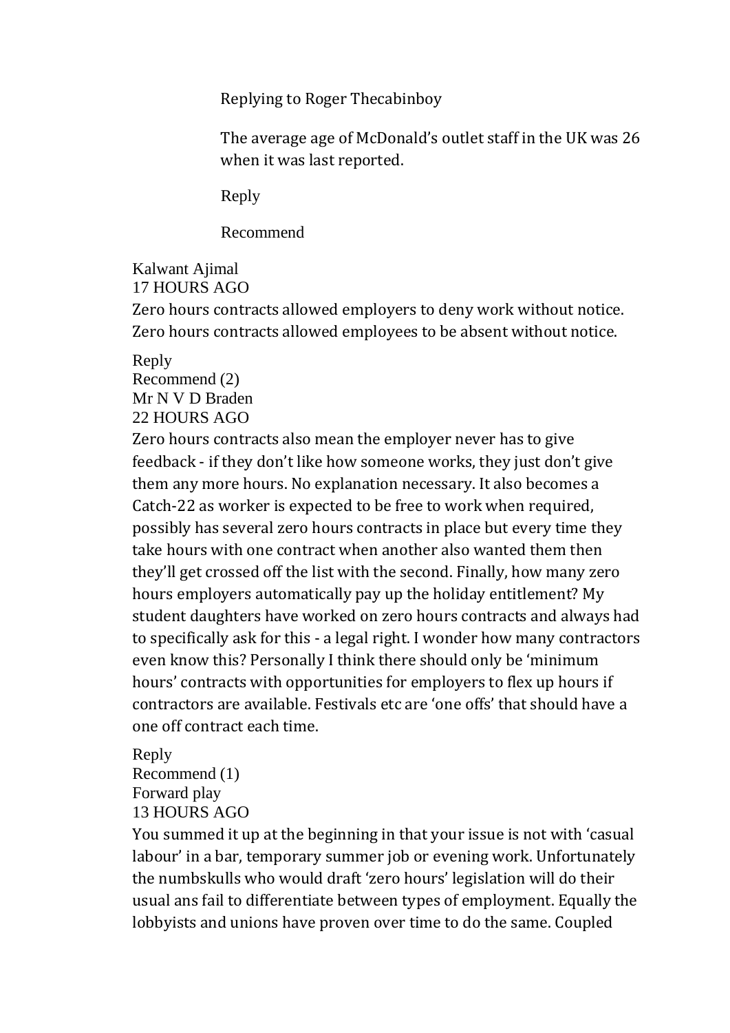Replying to Roger Thecabinboy

The average age of McDonald's outlet staff in the UK was 26 when it was last reported.

Reply

Recommend

Kalwant Ajimal
17 HOURS AGO

Zero hours contracts allowed employers to deny work without notice. Zero hours contracts allowed employees to be absent without notice.

Reply
Recommend (2)

Mr N V D Braden
22 HOURS AGO

Zero hours contracts also mean the employer never has to give feedback - if they don't like how someone works, they just don't give them any more hours. No explanation necessary. It also becomes a Catch-22 as worker is expected to be free to work when required, possibly has several zero hours contracts in place but every time they take hours with one contract when another also wanted them then they'll get crossed off the list with the second. Finally, how many zero hours employers automatically pay up the holiday entitlement? My student daughters have worked on zero hours contracts and always had to specifically ask for this - a legal right. I wonder how many contractors even know this? Personally I think there should only be 'minimum hours' contracts with opportunities for employers to flex up hours if contractors are available. Festivals etc are 'one offs' that should have a one off contract each time.

Reply
Recommend (1)

Forward play
13 HOURS AGO

You summed it up at the beginning in that your issue is not with 'casual labour' in a bar, temporary summer job or evening work. Unfortunately the numbskulls who would draft 'zero hours' legislation will do their usual ans fail to differentiate between types of employment. Equally the lobbyists and unions have proven over time to do the same. Coupled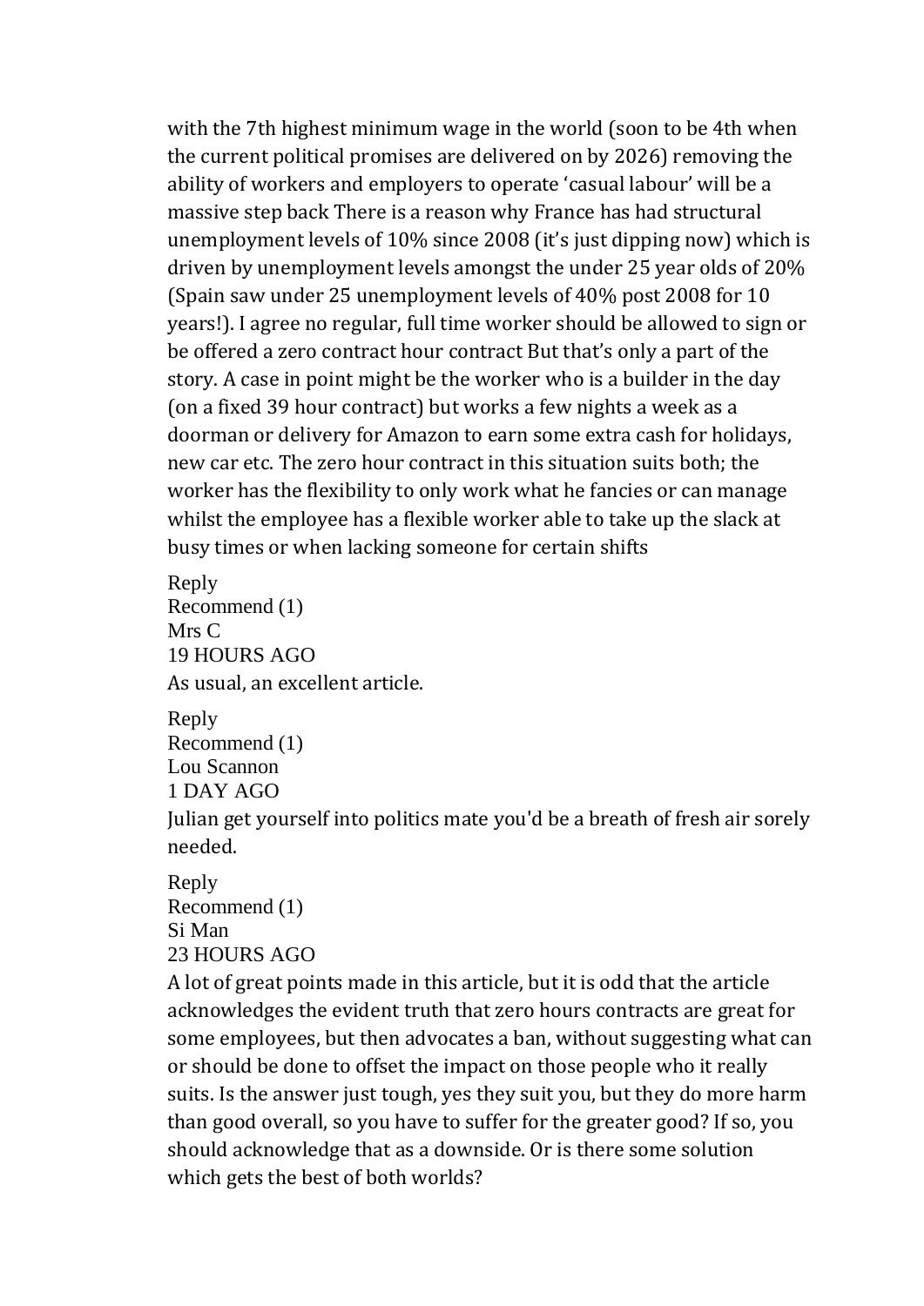with the 7th highest minimum wage in the world (soon to be 4th when the current political promises are delivered on by 2026) removing the ability of workers and employers to operate 'casual labour' will be a massive step back There is a reason why France has had structural unemployment levels of 10% since 2008 (it's just dipping now) which is driven by unemployment levels amongst the under 25 year olds of 20% (Spain saw under 25 unemployment levels of 40% post 2008 for 10 years!). I agree no regular, full time worker should be allowed to sign or be offered a zero contract hour contract But that's only a part of the story. A case in point might be the worker who is a builder in the day (on a fixed 39 hour contract) but works a few nights a week as a doorman or delivery for Amazon to earn some extra cash for holidays, new car etc. The zero hour contract in this situation suits both; the worker has the flexibility to only work what he fancies or can manage whilst the employee has a flexible worker able to take up the slack at busy times or when lacking someone for certain shifts

Reply
Recommend (1)
Mrs C
19 HOURS AGO
As usual, an excellent article.

Reply
Recommend (1)
Lou Scannon
1 DAY AGO
Julian get yourself into politics mate you'd be a breath of fresh air sorely needed.

Reply
Recommend (1)
Si Man
23 HOURS AGO
A lot of great points made in this article, but it is odd that the article acknowledges the evident truth that zero hours contracts are great for some employees, but then advocates a ban, without suggesting what can or should be done to offset the impact on those people who it really suits. Is the answer just tough, yes they suit you, but they do more harm than good overall, so you have to suffer for the greater good? If so, you should acknowledge that as a downside. Or is there some solution which gets the best of both worlds?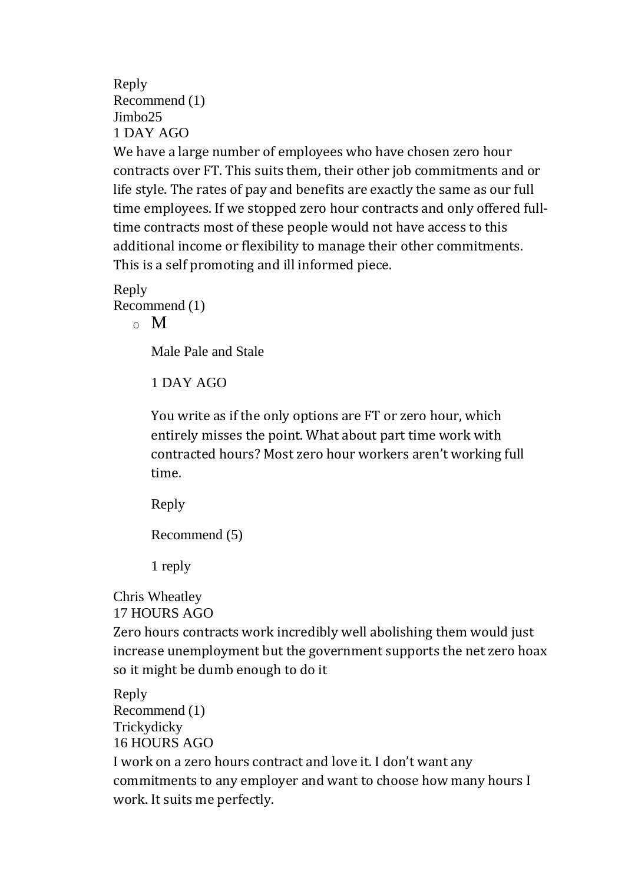Reply
Recommend (1)
Jimbo25
1 DAY AGO

We have a large number of employees who have chosen zero hour contracts over FT. This suits them, their other job commitments and or life style. The rates of pay and benefits are exactly the same as our full time employees. If we stopped zero hour contracts and only offered full-time contracts most of these people would not have access to this additional income or flexibility to manage their other commitments. This is a self promoting and ill informed piece.

Reply
Recommend (1)

- M

  Male Pale and Stale

  1 DAY AGO

  You write as if the only options are FT or zero hour, which entirely misses the point. What about part time work with contracted hours? Most zero hour workers aren't working full time.

  Reply

  Recommend (5)

  1 reply

Chris Wheatley
17 HOURS AGO

Zero hours contracts work incredibly well abolishing them would just increase unemployment but the government supports the net zero hoax so it might be dumb enough to do it

Reply
Recommend (1)
Trickydicky
16 HOURS AGO

I work on a zero hours contract and love it. I don't want any commitments to any employer and want to choose how many hours I work. It suits me perfectly.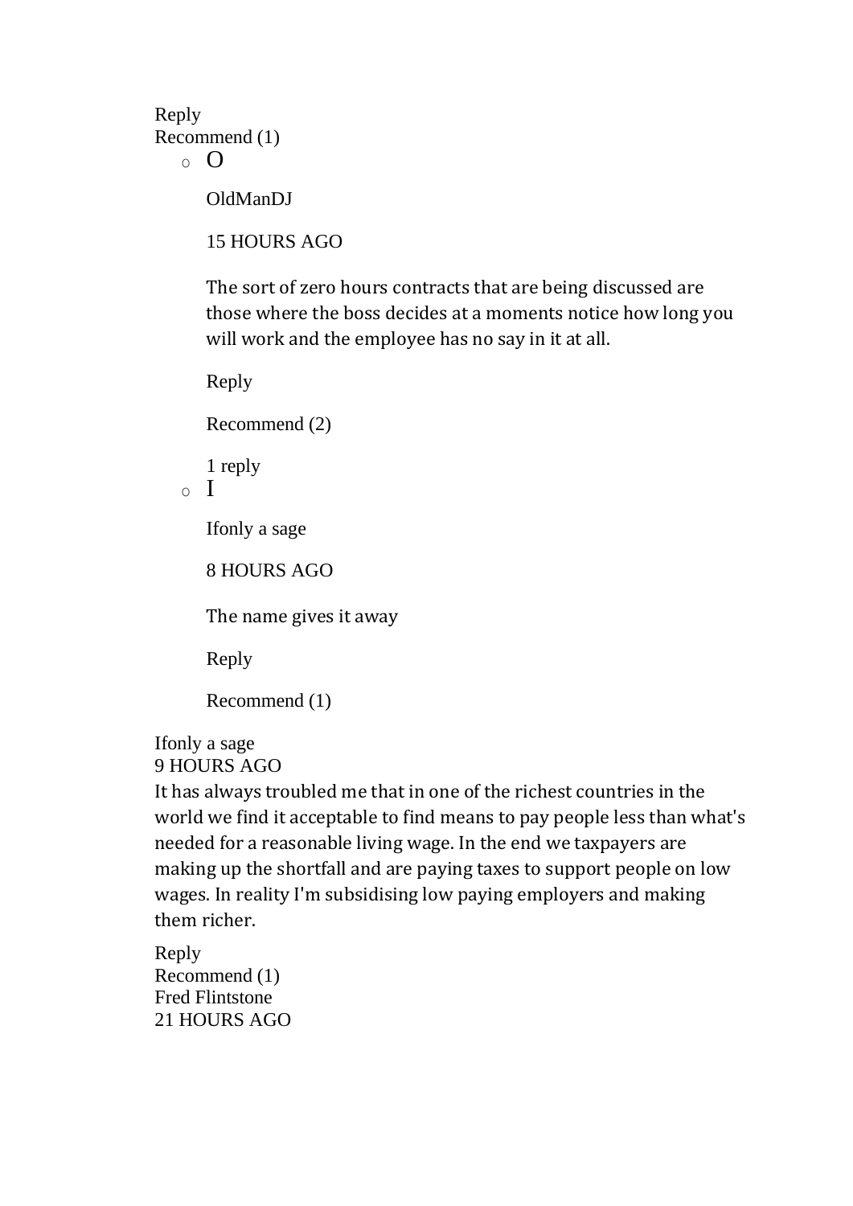Reply
Recommend (1)

- O

  OldManDJ

  15 HOURS AGO

  The sort of zero hours contracts that are being discussed are those where the boss decides at a moments notice how long you will work and the employee has no say in it at all.

  Reply

  Recommend (2)

  1 reply

- I

  Ifonly a sage

  8 HOURS AGO

  The name gives it away

  Reply

  Recommend (1)

Ifonly a sage
9 HOURS AGO
It has always troubled me that in one of the richest countries in the world we find it acceptable to find means to pay people less than what's needed for a reasonable living wage. In the end we taxpayers are making up the shortfall and are paying taxes to support people on low wages. In reality I'm subsidising low paying employers and making them richer.

Reply
Recommend (1)
Fred Flintstone
21 HOURS AGO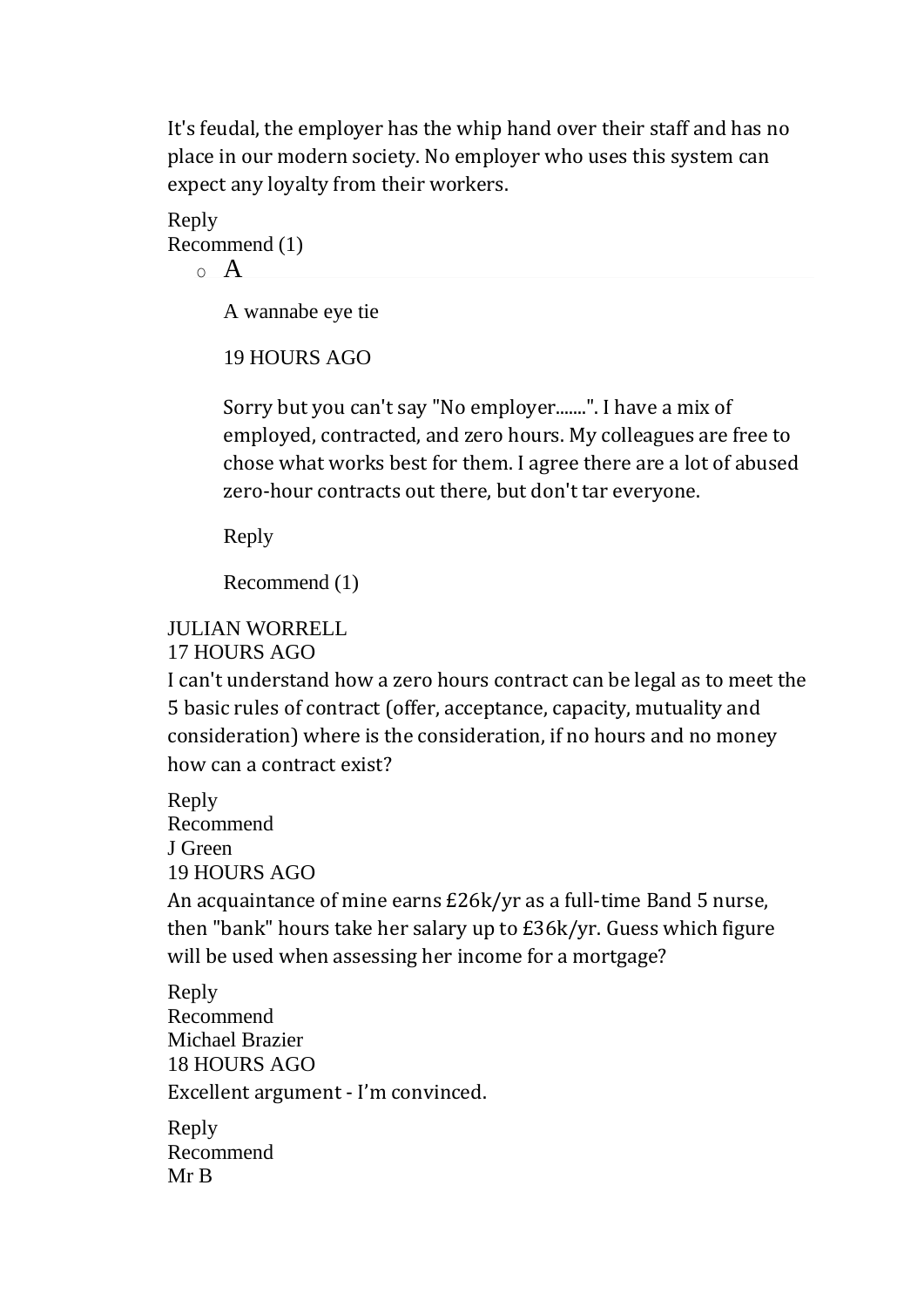It's feudal, the employer has the whip hand over their staff and has no place in our modern society. No employer who uses this system can expect any loyalty from their workers.

Reply
Recommend (1)

- A

  A wannabe eye tie

  19 HOURS AGO

  Sorry but you can't say "No employer.......". I have a mix of employed, contracted, and zero hours. My colleagues are free to chose what works best for them. I agree there are a lot of abused zero-hour contracts out there, but don't tar everyone.

  Reply

  Recommend (1)

JULIAN WORRELL
17 HOURS AGO
I can't understand how a zero hours contract can be legal as to meet the 5 basic rules of contract (offer, acceptance, capacity, mutuality and consideration) where is the consideration, if no hours and no money how can a contract exist?

Reply
Recommend
J Green
19 HOURS AGO
An acquaintance of mine earns £26k/yr as a full-time Band 5 nurse, then "bank" hours take her salary up to £36k/yr. Guess which figure will be used when assessing her income for a mortgage?

Reply
Recommend
Michael Brazier
18 HOURS AGO
Excellent argument - I'm convinced.

Reply
Recommend
Mr B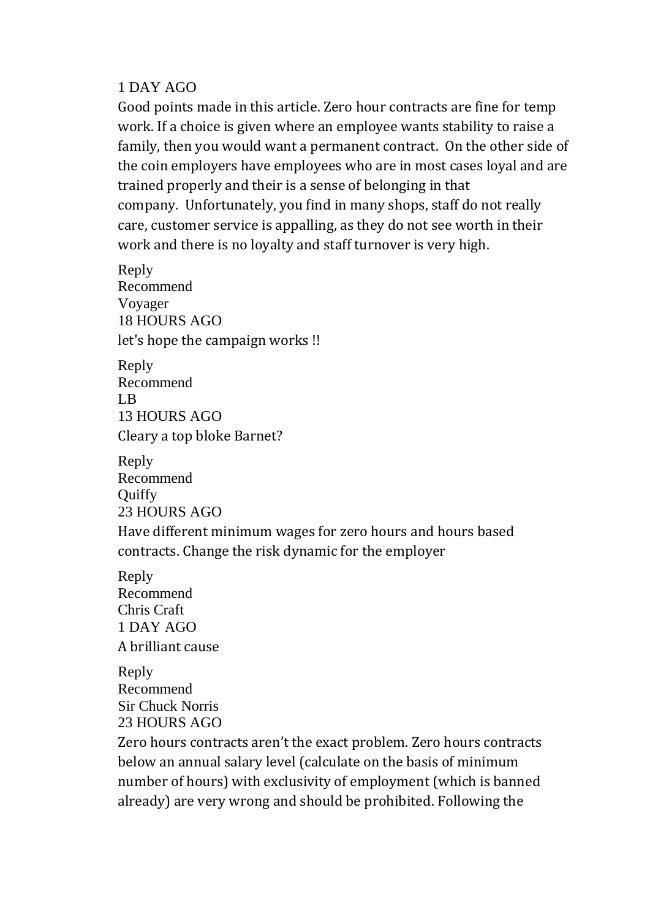1 DAY AGO

Good points made in this article. Zero hour contracts are fine for temp work. If a choice is given where an employee wants stability to raise a family, then you would want a permanent contract.  On the other side of the coin employers have employees who are in most cases loyal and are trained properly and their is a sense of belonging in that company.  Unfortunately, you find in many shops, staff do not really care, customer service is appalling, as they do not see worth in their work and there is no loyalty and staff turnover is very high.

Reply
Recommend
Voyager
18 HOURS AGO

let's hope the campaign works !!

Reply
Recommend
LB
13 HOURS AGO

Cleary a top bloke Barnet?

Reply
Recommend
Quiffy
23 HOURS AGO

Have different minimum wages for zero hours and hours based contracts. Change the risk dynamic for the employer

Reply
Recommend
Chris Craft
1 DAY AGO

A brilliant cause

Reply
Recommend
Sir Chuck Norris
23 HOURS AGO

Zero hours contracts aren't the exact problem. Zero hours contracts below an annual salary level (calculate on the basis of minimum number of hours) with exclusivity of employment (which is banned already) are very wrong and should be prohibited. Following the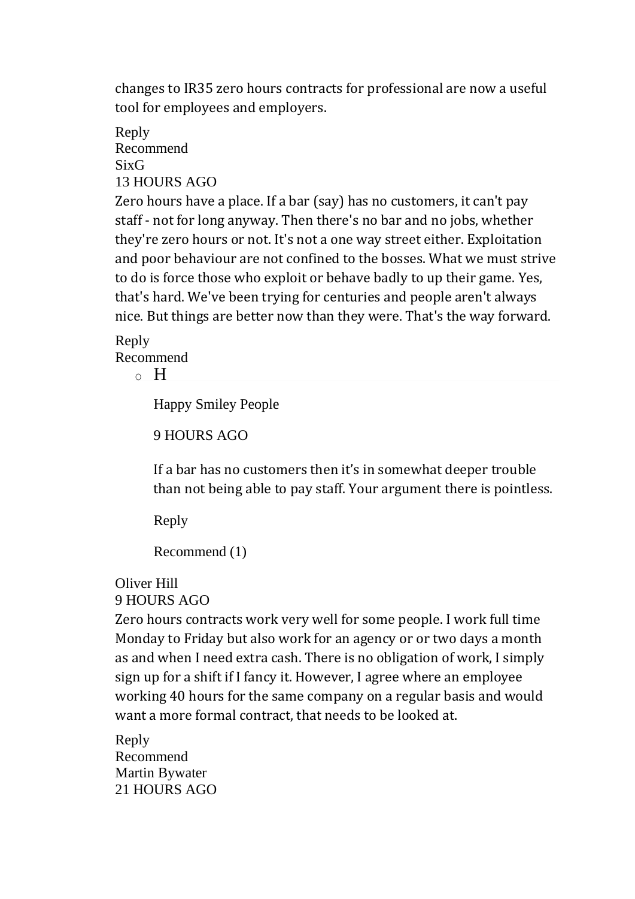changes to IR35 zero hours contracts for professional are now a useful tool for employees and employers.

Reply
Recommend
SixG
13 HOURS AGO

Zero hours have a place. If a bar (say) has no customers, it can't pay staff - not for long anyway. Then there's no bar and no jobs, whether they're zero hours or not. It's not a one way street either. Exploitation and poor behaviour are not confined to the bosses. What we must strive to do is force those who exploit or behave badly to up their game. Yes, that's hard. We've been trying for centuries and people aren't always nice. But things are better now than they were. That's the way forward.

Reply
Recommend

- H

  Happy Smiley People

  9 HOURS AGO

  If a bar has no customers then it's in somewhat deeper trouble than not being able to pay staff. Your argument there is pointless.

  Reply

  Recommend (1)

Oliver Hill
9 HOURS AGO

Zero hours contracts work very well for some people. I work full time Monday to Friday but also work for an agency or or two days a month as and when I need extra cash. There is no obligation of work, I simply sign up for a shift if I fancy it. However, I agree where an employee working 40 hours for the same company on a regular basis and would want a more formal contract, that needs to be looked at.

Reply
Recommend
Martin Bywater
21 HOURS AGO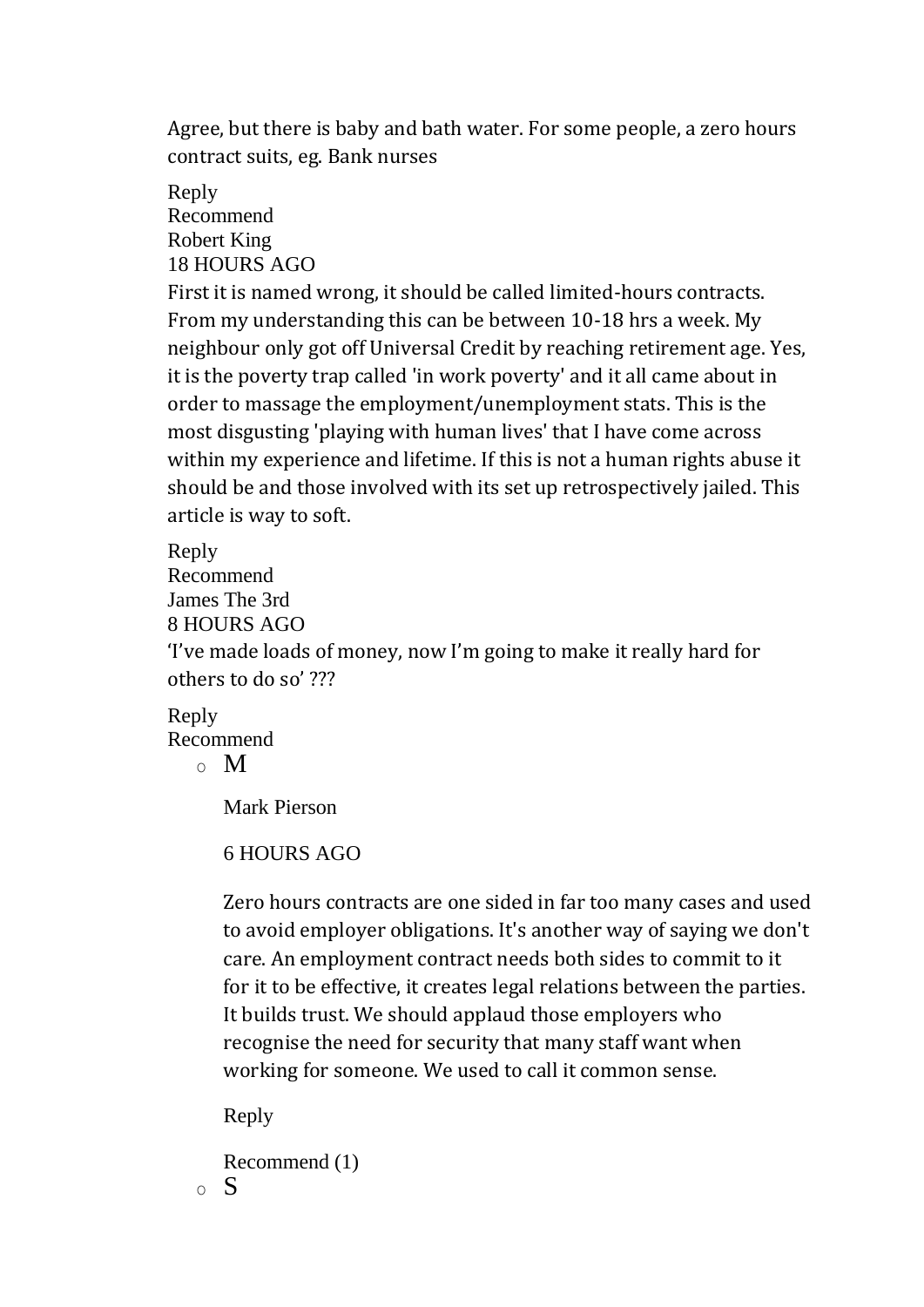Agree, but there is baby and bath water. For some people, a zero hours contract suits, eg. Bank nurses

Reply
Recommend
Robert King
18 HOURS AGO

First it is named wrong, it should be called limited-hours contracts. From my understanding this can be between 10-18 hrs a week. My neighbour only got off Universal Credit by reaching retirement age. Yes, it is the poverty trap called 'in work poverty' and it all came about in order to massage the employment/unemployment stats. This is the most disgusting 'playing with human lives' that I have come across within my experience and lifetime. If this is not a human rights abuse it should be and those involved with its set up retrospectively jailed. This article is way to soft.

Reply
Recommend
James The 3rd
8 HOURS AGO

'I've made loads of money, now I'm going to make it really hard for others to do so' ???

Reply
Recommend

- M

  Mark Pierson

  6 HOURS AGO

  Zero hours contracts are one sided in far too many cases and used to avoid employer obligations. It's another way of saying we don't care. An employment contract needs both sides to commit to it for it to be effective, it creates legal relations between the parties. It builds trust. We should applaud those employers who recognise the need for security that many staff want when working for someone. We used to call it common sense.

  Reply

  Recommend (1)

- S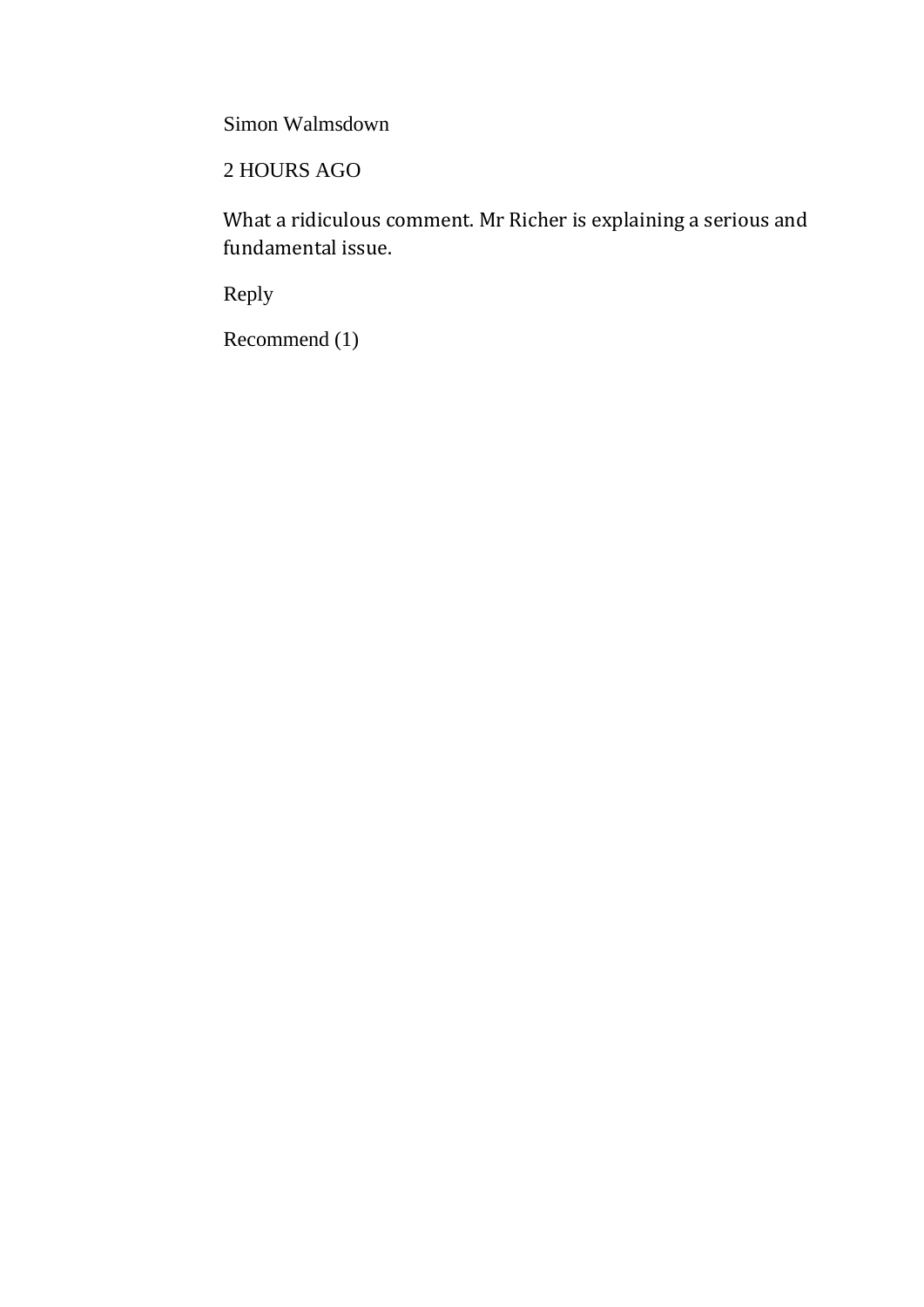Simon Walmsdown

2 HOURS AGO

What a ridiculous comment. Mr Richer is explaining a serious and fundamental issue.

Reply

Recommend (1)